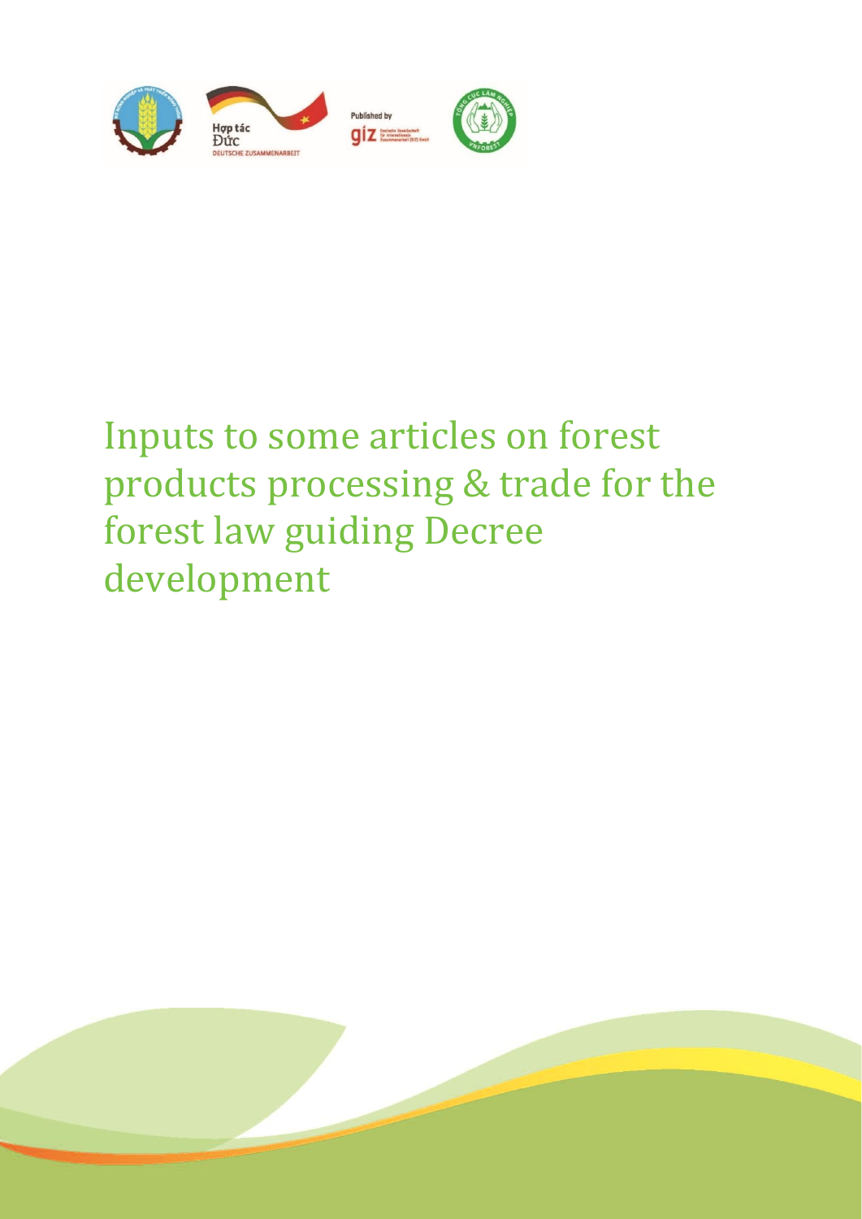Hợp tác Đức
DEUTSCHE ZUSAMMENARBEIT

Published by giz Deutsche Gesellschaft für Internationale Zusammenarbeit (GIZ) GmbH

# Inputs to some articles on forest products processing & trade for the forest law guiding Decree development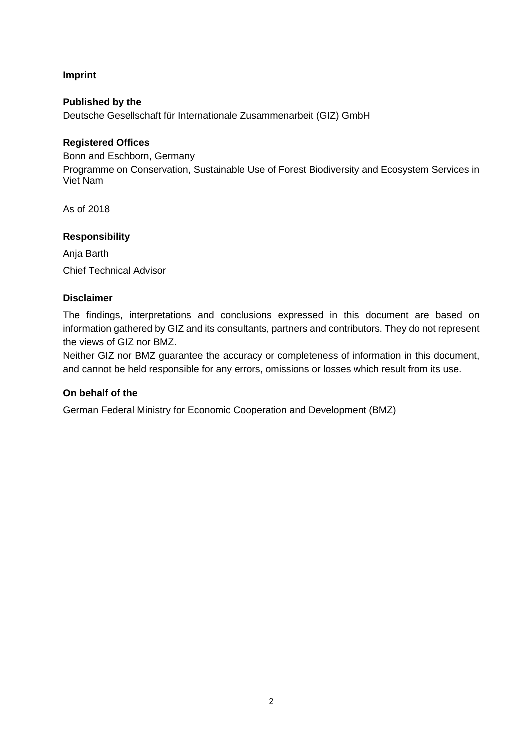**Imprint**

**Published by the**

Deutsche Gesellschaft für Internationale Zusammenarbeit (GIZ) GmbH

**Registered Offices**

Bonn and Eschborn, Germany

Programme on Conservation, Sustainable Use of Forest Biodiversity and Ecosystem Services in Viet Nam

As of 2018

**Responsibility**

Anja Barth

Chief Technical Advisor

**Disclaimer**

The findings, interpretations and conclusions expressed in this document are based on information gathered by GIZ and its consultants, partners and contributors. They do not represent the views of GIZ nor BMZ.

Neither GIZ nor BMZ guarantee the accuracy or completeness of information in this document, and cannot be held responsible for any errors, omissions or losses which result from its use.

**On behalf of the**

German Federal Ministry for Economic Cooperation and Development (BMZ)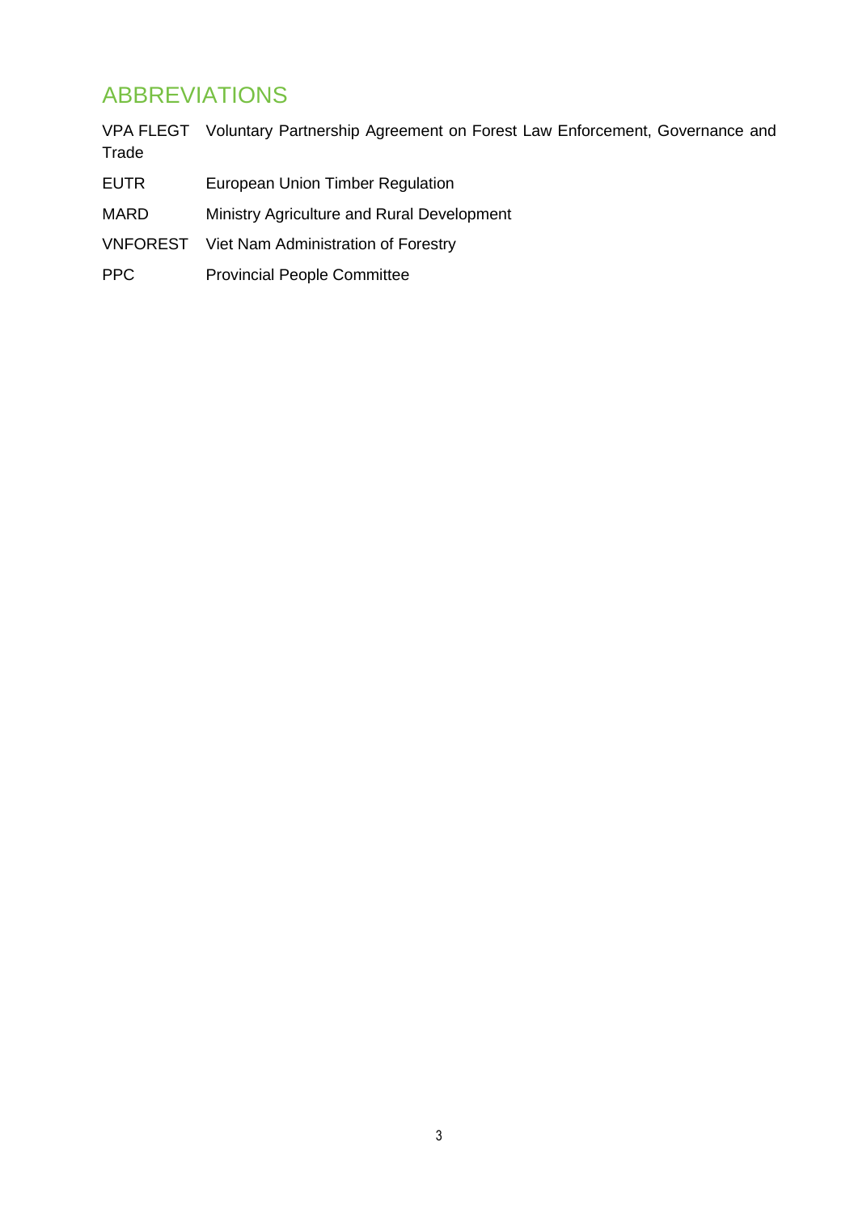# ABBREVIATIONS

| | |
|---|---|
| VPA FLEGT | Voluntary Partnership Agreement on Forest Law Enforcement, Governance and Trade |
| EUTR | European Union Timber Regulation |
| MARD | Ministry Agriculture and Rural Development |
| VNFOREST | Viet Nam Administration of Forestry |
| PPC | Provincial People Committee |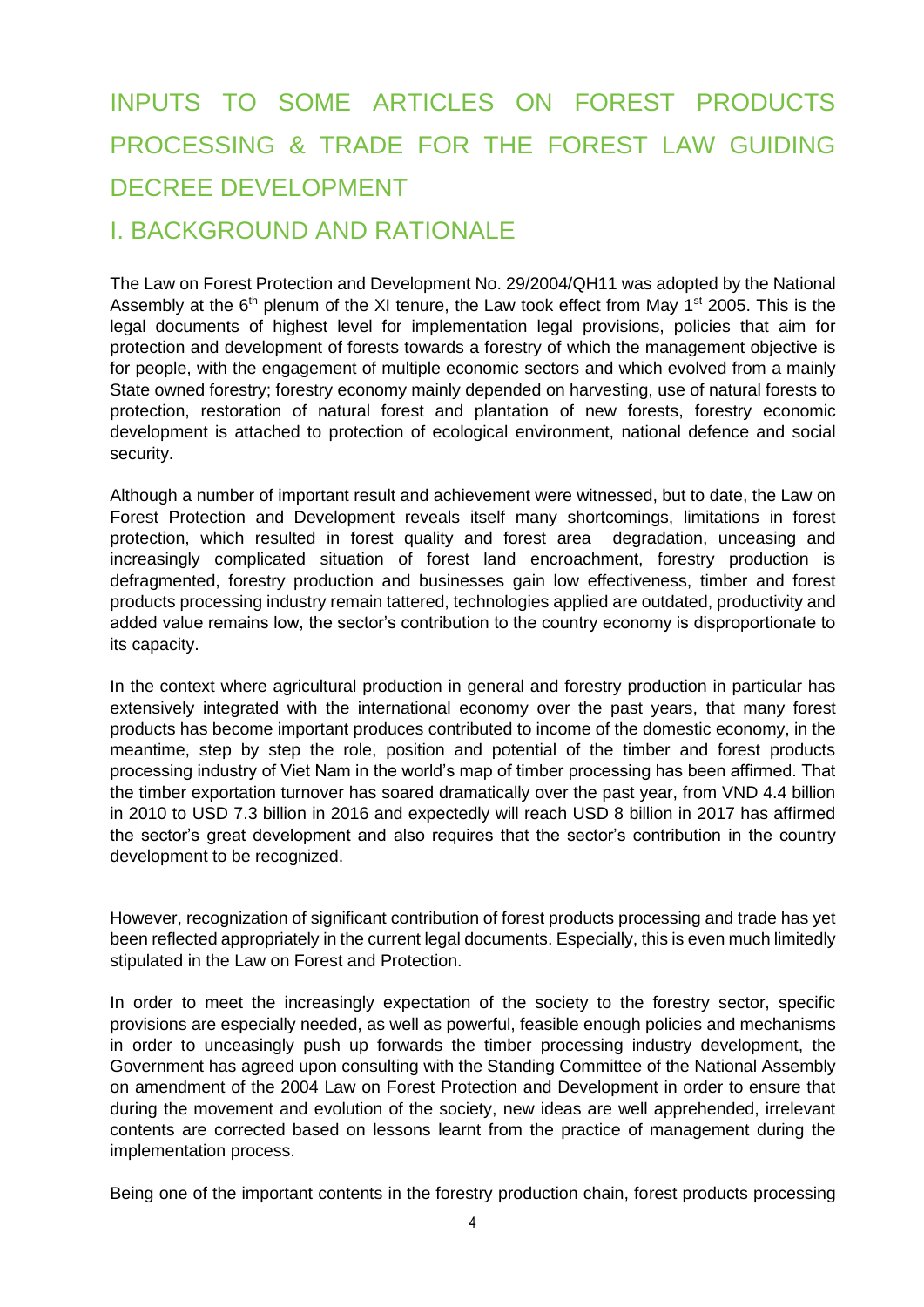# INPUTS TO SOME ARTICLES ON FOREST PRODUCTS PROCESSING & TRADE FOR THE FOREST LAW GUIDING DECREE DEVELOPMENT

## I. BACKGROUND AND RATIONALE

The Law on Forest Protection and Development No. 29/2004/QH11 was adopted by the National Assembly at the 6th plenum of the XI tenure, the Law took effect from May 1st 2005. This is the legal documents of highest level for implementation legal provisions, policies that aim for protection and development of forests towards a forestry of which the management objective is for people, with the engagement of multiple economic sectors and which evolved from a mainly State owned forestry; forestry economy mainly depended on harvesting, use of natural forests to protection, restoration of natural forest and plantation of new forests, forestry economic development is attached to protection of ecological environment, national defence and social security.

Although a number of important result and achievement were witnessed, but to date, the Law on Forest Protection and Development reveals itself many shortcomings, limitations in forest protection, which resulted in forest quality and forest area degradation, unceasing and increasingly complicated situation of forest land encroachment, forestry production is defragmented, forestry production and businesses gain low effectiveness, timber and forest products processing industry remain tattered, technologies applied are outdated, productivity and added value remains low, the sector's contribution to the country economy is disproportionate to its capacity.

In the context where agricultural production in general and forestry production in particular has extensively integrated with the international economy over the past years, that many forest products has become important produces contributed to income of the domestic economy, in the meantime, step by step the role, position and potential of the timber and forest products processing industry of Viet Nam in the world's map of timber processing has been affirmed. That the timber exportation turnover has soared dramatically over the past year, from VND 4.4 billion in 2010 to USD 7.3 billion in 2016 and expectedly will reach USD 8 billion in 2017 has affirmed the sector's great development and also requires that the sector's contribution in the country development to be recognized.

However, recognization of significant contribution of forest products processing and trade has yet been reflected appropriately in the current legal documents. Especially, this is even much limitedly stipulated in the Law on Forest and Protection.

In order to meet the increasingly expectation of the society to the forestry sector, specific provisions are especially needed, as well as powerful, feasible enough policies and mechanisms in order to unceasingly push up forwards the timber processing industry development, the Government has agreed upon consulting with the Standing Committee of the National Assembly on amendment of the 2004 Law on Forest Protection and Development in order to ensure that during the movement and evolution of the society, new ideas are well apprehended, irrelevant contents are corrected based on lessons learnt from the practice of management during the implementation process.

Being one of the important contents in the forestry production chain, forest products processing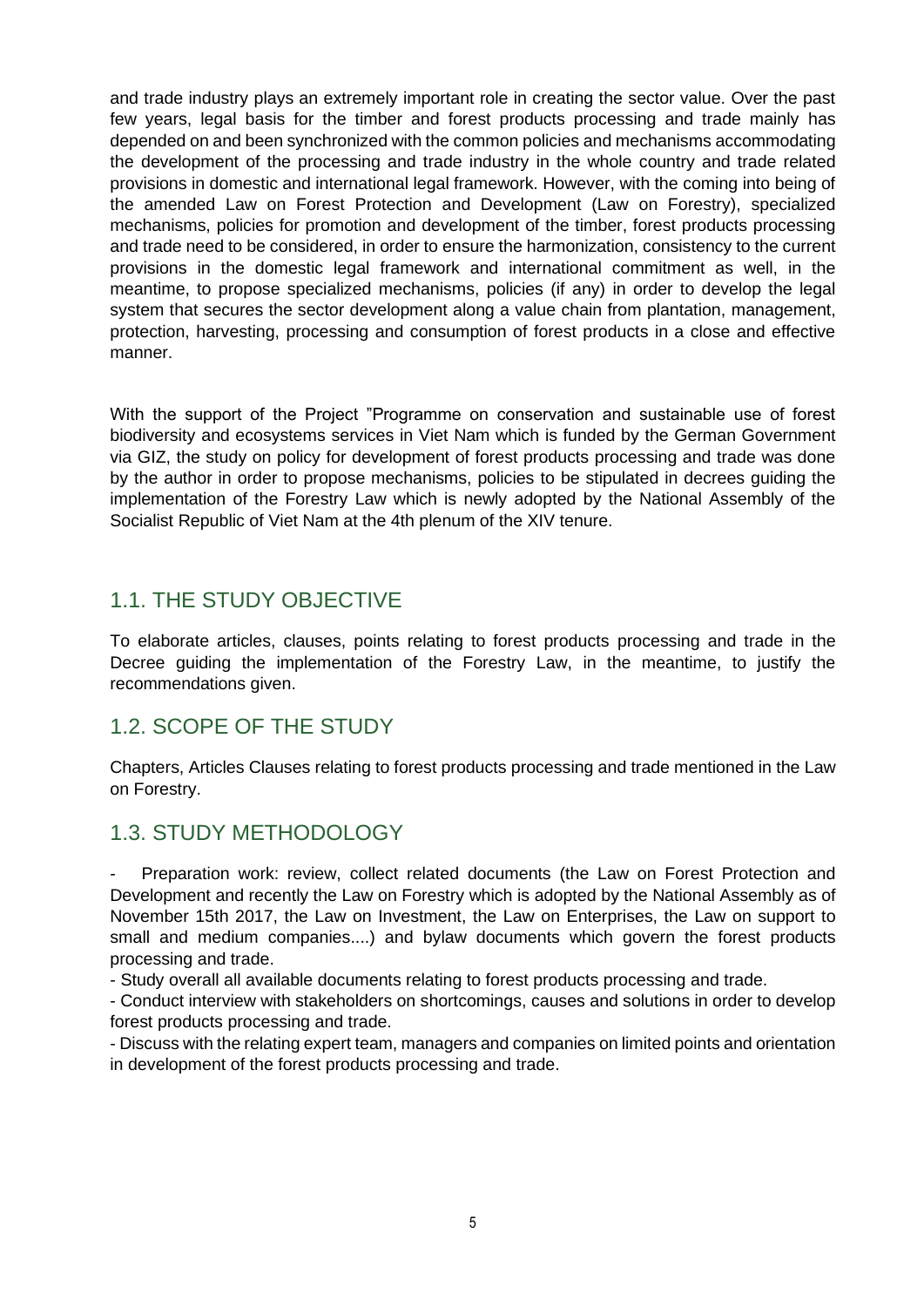and trade industry plays an extremely important role in creating the sector value. Over the past few years, legal basis for the timber and forest products processing and trade mainly has depended on and been synchronized with the common policies and mechanisms accommodating the development of the processing and trade industry in the whole country and trade related provisions in domestic and international legal framework. However, with the coming into being of the amended Law on Forest Protection and Development (Law on Forestry), specialized mechanisms, policies for promotion and development of the timber, forest products processing and trade need to be considered, in order to ensure the harmonization, consistency to the current provisions in the domestic legal framework and international commitment as well, in the meantime, to propose specialized mechanisms, policies (if any) in order to develop the legal system that secures the sector development along a value chain from plantation, management, protection, harvesting, processing and consumption of forest products in a close and effective manner.

With the support of the Project "Programme on conservation and sustainable use of forest biodiversity and ecosystems services in Viet Nam which is funded by the German Government via GIZ, the study on policy for development of forest products processing and trade was done by the author in order to propose mechanisms, policies to be stipulated in decrees guiding the implementation of the Forestry Law which is newly adopted by the National Assembly of the Socialist Republic of Viet Nam at the 4th plenum of the XIV tenure.

## 1.1. THE STUDY OBJECTIVE

To elaborate articles, clauses, points relating to forest products processing and trade in the Decree guiding the implementation of the Forestry Law, in the meantime, to justify the recommendations given.

## 1.2. SCOPE OF THE STUDY

Chapters, Articles Clauses relating to forest products processing and trade mentioned in the Law on Forestry.

## 1.3. STUDY METHODOLOGY

- Preparation work: review, collect related documents (the Law on Forest Protection and Development and recently the Law on Forestry which is adopted by the National Assembly as of November 15th 2017, the Law on Investment, the Law on Enterprises, the Law on support to small and medium companies....) and bylaw documents which govern the forest products processing and trade.
- Study overall all available documents relating to forest products processing and trade.
- Conduct interview with stakeholders on shortcomings, causes and solutions in order to develop forest products processing and trade.
- Discuss with the relating expert team, managers and companies on limited points and orientation in development of the forest products processing and trade.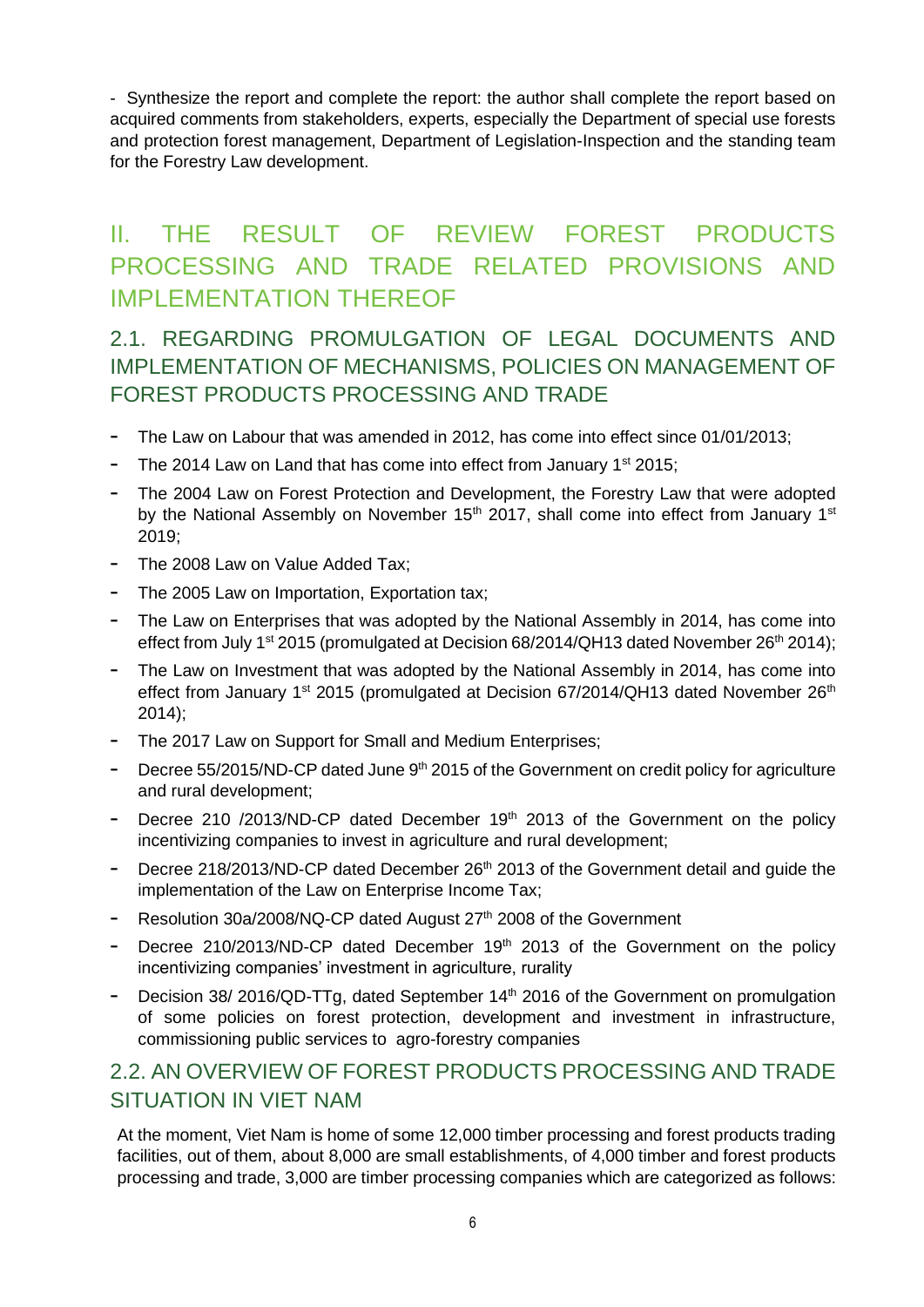- Synthesize the report and complete the report: the author shall complete the report based on acquired comments from stakeholders, experts, especially the Department of special use forests and protection forest management, Department of Legislation-Inspection and the standing team for the Forestry Law development.

# II. THE RESULT OF REVIEW FOREST PRODUCTS PROCESSING AND TRADE RELATED PROVISIONS AND IMPLEMENTATION THEREOF

## 2.1. REGARDING PROMULGATION OF LEGAL DOCUMENTS AND IMPLEMENTATION OF MECHANISMS, POLICIES ON MANAGEMENT OF FOREST PRODUCTS PROCESSING AND TRADE

- The Law on Labour that was amended in 2012, has come into effect since 01/01/2013;
- The 2014 Law on Land that has come into effect from January 1st 2015;
- The 2004 Law on Forest Protection and Development, the Forestry Law that were adopted by the National Assembly on November 15th 2017, shall come into effect from January 1st 2019;
- The 2008 Law on Value Added Tax;
- The 2005 Law on Importation, Exportation tax;
- The Law on Enterprises that was adopted by the National Assembly in 2014, has come into effect from July 1st 2015 (promulgated at Decision 68/2014/QH13 dated November 26th 2014);
- The Law on Investment that was adopted by the National Assembly in 2014, has come into effect from January 1st 2015 (promulgated at Decision 67/2014/QH13 dated November 26th 2014);
- The 2017 Law on Support for Small and Medium Enterprises;
- Decree 55/2015/ND-CP dated June 9th 2015 of the Government on credit policy for agriculture and rural development;
- Decree 210 /2013/ND-CP dated December 19th 2013 of the Government on the policy incentivizing companies to invest in agriculture and rural development;
- Decree 218/2013/ND-CP dated December 26th 2013 of the Government detail and guide the implementation of the Law on Enterprise Income Tax;
- Resolution 30a/2008/NQ-CP dated August 27th 2008 of the Government
- Decree 210/2013/ND-CP dated December 19th 2013 of the Government on the policy incentivizing companies' investment in agriculture, rurality
- Decision 38/ 2016/QD-TTg, dated September 14th 2016 of the Government on promulgation of some policies on forest protection, development and investment in infrastructure, commissioning public services to agro-forestry companies

## 2.2. AN OVERVIEW OF FOREST PRODUCTS PROCESSING AND TRADE SITUATION IN VIET NAM

At the moment, Viet Nam is home of some 12,000 timber processing and forest products trading facilities, out of them, about 8,000 are small establishments, of 4,000 timber and forest products processing and trade, 3,000 are timber processing companies which are categorized as follows: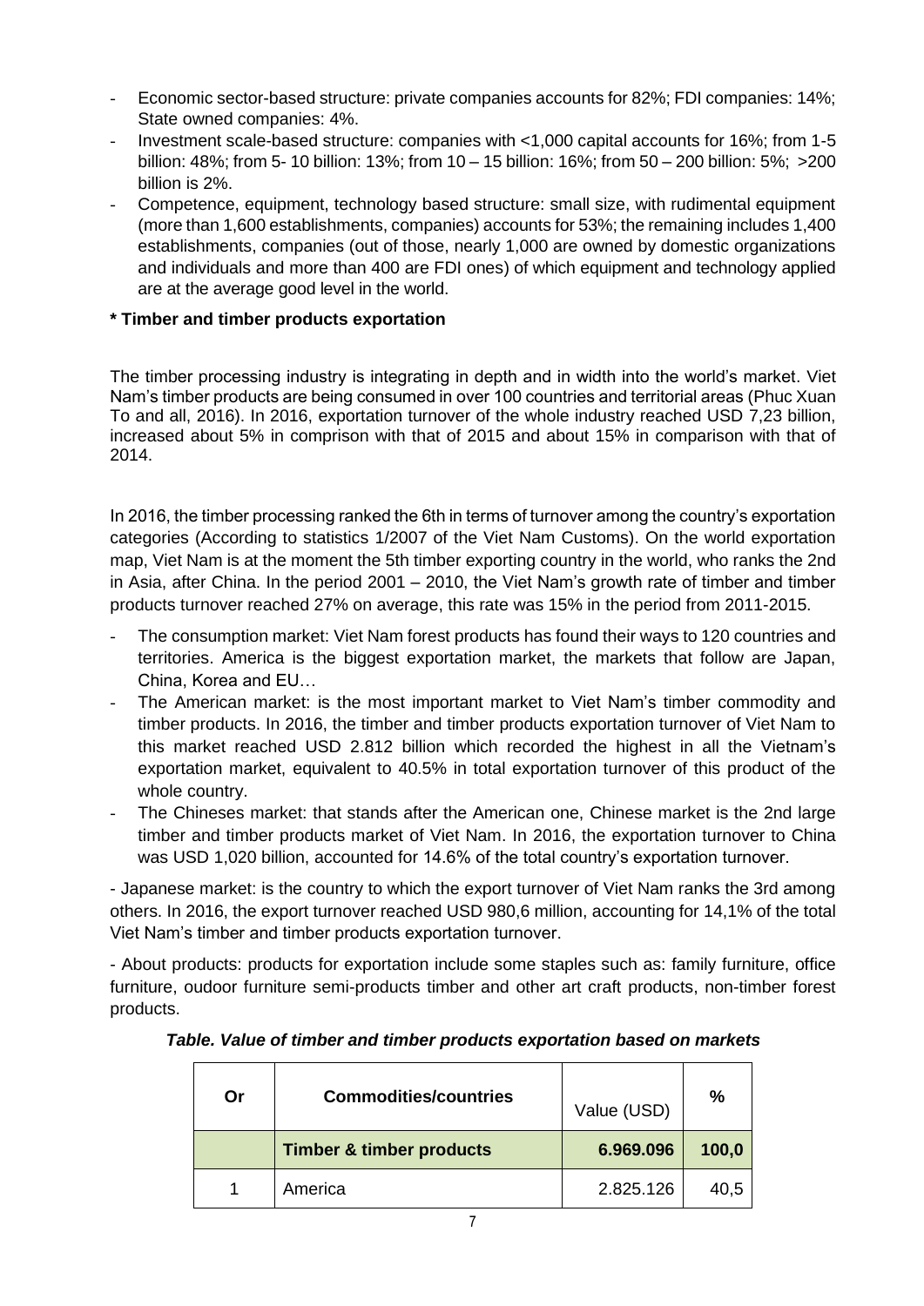- Economic sector-based structure: private companies accounts for 82%; FDI companies: 14%; State owned companies: 4%.
- Investment scale-based structure: companies with <1,000 capital accounts for 16%; from 1-5 billion: 48%; from 5- 10 billion: 13%; from 10 – 15 billion: 16%; from 50 – 200 billion: 5%; >200 billion is 2%.
- Competence, equipment, technology based structure: small size, with rudimental equipment (more than 1,600 establishments, companies) accounts for 53%; the remaining includes 1,400 establishments, companies (out of those, nearly 1,000 are owned by domestic organizations and individuals and more than 400 are FDI ones) of which equipment and technology applied are at the average good level in the world.

**\* Timber and timber products exportation**

The timber processing industry is integrating in depth and in width into the world's market. Viet Nam's timber products are being consumed in over 100 countries and territorial areas (Phuc Xuan To and all, 2016). In 2016, exportation turnover of the whole industry reached USD 7,23 billion, increased about 5% in comprison with that of 2015 and about 15% in comparison with that of 2014.

In 2016, the timber processing ranked the 6th in terms of turnover among the country's exportation categories (According to statistics 1/2007 of the Viet Nam Customs). On the world exportation map, Viet Nam is at the moment the 5th timber exporting country in the world, who ranks the 2nd in Asia, after China. In the period 2001 – 2010, the Viet Nam's growth rate of timber and timber products turnover reached 27% on average, this rate was 15% in the period from 2011-2015.

- The consumption market: Viet Nam forest products has found their ways to 120 countries and territories. America is the biggest exportation market, the markets that follow are Japan, China, Korea and EU…
- The American market: is the most important market to Viet Nam's timber commodity and timber products. In 2016, the timber and timber products exportation turnover of Viet Nam to this market reached USD 2.812 billion which recorded the highest in all the Vietnam's exportation market, equivalent to 40.5% in total exportation turnover of this product of the whole country.
- The Chineses market: that stands after the American one, Chinese market is the 2nd large timber and timber products market of Viet Nam. In 2016, the exportation turnover to China was USD 1,020 billion, accounted for 14.6% of the total country's exportation turnover.

- Japanese market: is the country to which the export turnover of Viet Nam ranks the 3rd among others. In 2016, the export turnover reached USD 980,6 million, accounting for 14,1% of the total Viet Nam's timber and timber products exportation turnover.

- About products: products for exportation include some staples such as: family furniture, office furniture, oudoor furniture semi-products timber and other art craft products, non-timber forest products.

***Table. Value of timber and timber products exportation based on markets***

| Or | Commodities/countries | Value (USD) | % |
|---|---|---|---|
| | **Timber & timber products** | **6.969.096** | **100,0** |
| 1 | America | 2.825.126 | 40,5 |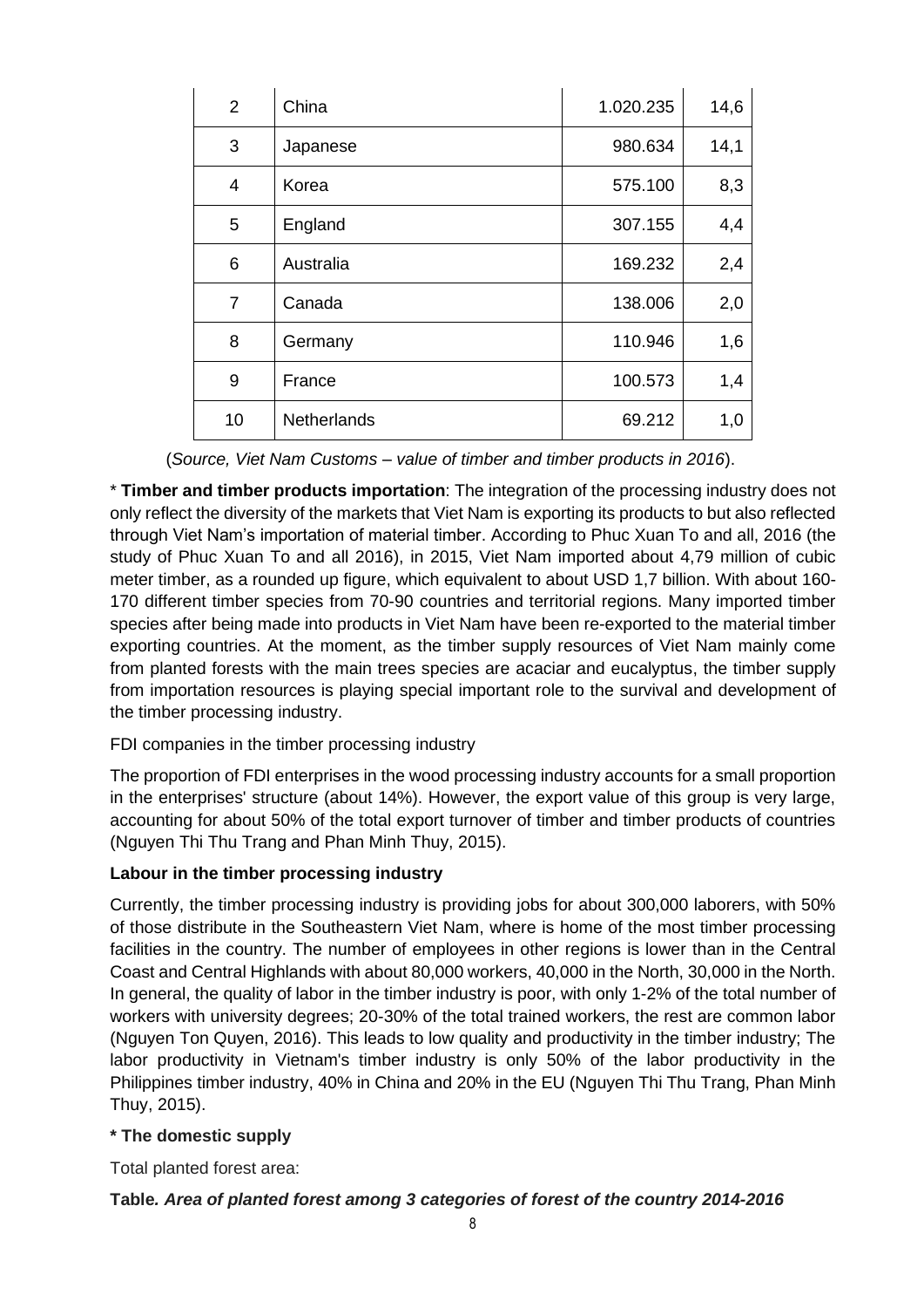| 2 | China | 1.020.235 | 14,6 |
|---|---|---|---|
| 3 | Japanese | 980.634 | 14,1 |
| 4 | Korea | 575.100 | 8,3 |
| 5 | England | 307.155 | 4,4 |
| 6 | Australia | 169.232 | 2,4 |
| 7 | Canada | 138.006 | 2,0 |
| 8 | Germany | 110.946 | 1,6 |
| 9 | France | 100.573 | 1,4 |
| 10 | Netherlands | 69.212 | 1,0 |

(*Source, Viet Nam Customs – value of timber and timber products in 2016*).

* **Timber and timber products importation**: The integration of the processing industry does not only reflect the diversity of the markets that Viet Nam is exporting its products to but also reflected through Viet Nam's importation of material timber. According to Phuc Xuan To and all, 2016 (the study of Phuc Xuan To and all 2016), in 2015, Viet Nam imported about 4,79 million of cubic meter timber, as a rounded up figure, which equivalent to about USD 1,7 billion. With about 160-170 different timber species from 70-90 countries and territorial regions. Many imported timber species after being made into products in Viet Nam have been re-exported to the material timber exporting countries. At the moment, as the timber supply resources of Viet Nam mainly come from planted forests with the main trees species are acaciar and eucalyptus, the timber supply from importation resources is playing special important role to the survival and development of the timber processing industry.

FDI companies in the timber processing industry

The proportion of FDI enterprises in the wood processing industry accounts for a small proportion in the enterprises' structure (about 14%). However, the export value of this group is very large, accounting for about 50% of the total export turnover of timber and timber products of countries (Nguyen Thi Thu Trang and Phan Minh Thuy, 2015).

**Labour in the timber processing industry**

Currently, the timber processing industry is providing jobs for about 300,000 laborers, with 50% of those distribute in the Southeastern Viet Nam, where is home of the most timber processing facilities in the country. The number of employees in other regions is lower than in the Central Coast and Central Highlands with about 80,000 workers, 40,000 in the North, 30,000 in the North. In general, the quality of labor in the timber industry is poor, with only 1-2% of the total number of workers with university degrees; 20-30% of the total trained workers, the rest are common labor (Nguyen Ton Quyen, 2016). This leads to low quality and productivity in the timber industry; The labor productivity in Vietnam's timber industry is only 50% of the labor productivity in the Philippines timber industry, 40% in China and 20% in the EU (Nguyen Thi Thu Trang, Phan Minh Thuy, 2015).

**\* The domestic supply**

Total planted forest area:

**Table*. Area of planted forest among 3 categories of forest of the country 2014-2016***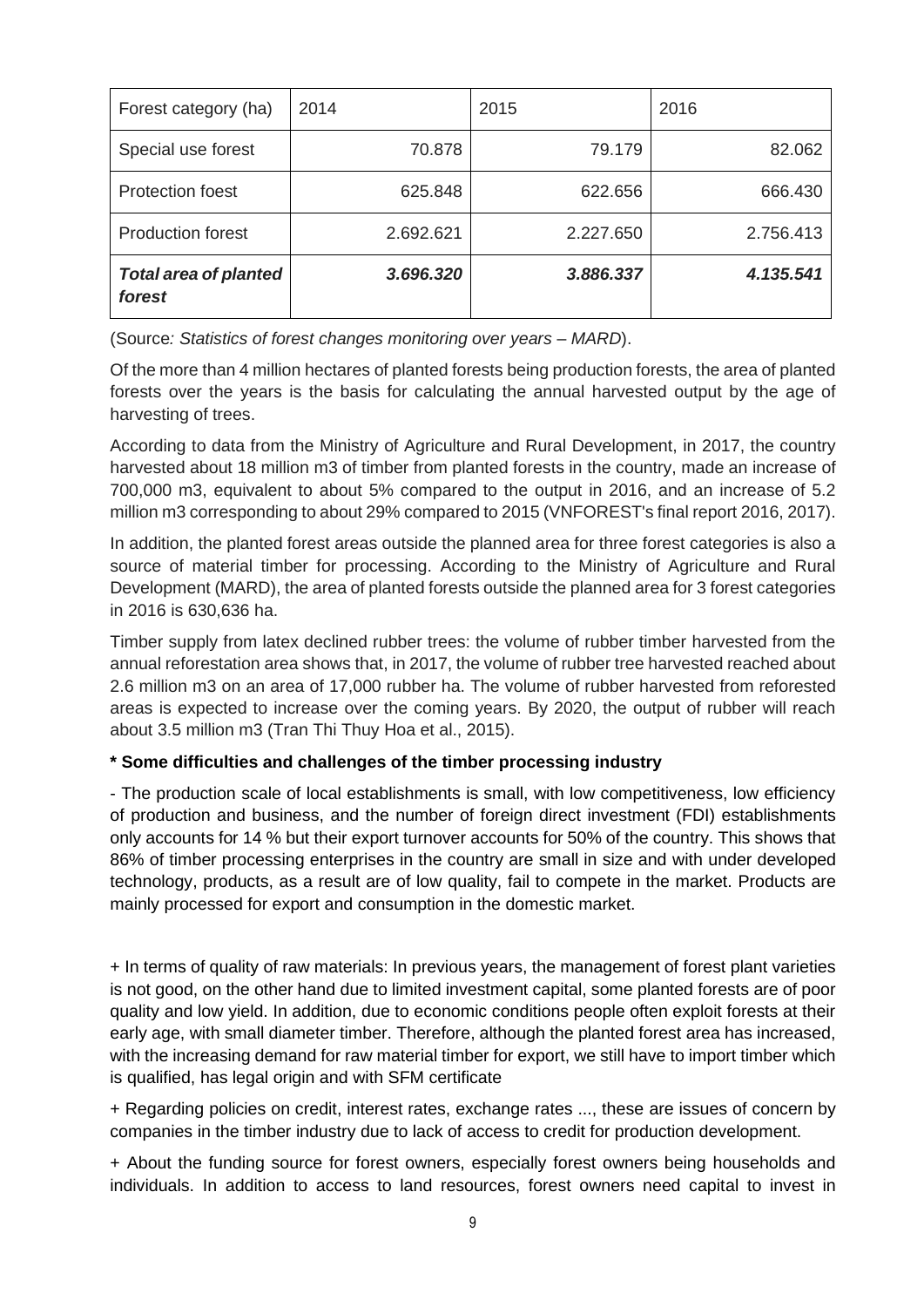| Forest category (ha) | 2014 | 2015 | 2016 |
|---|---|---|---|
| Special use forest | 70.878 | 79.179 | 82.062 |
| Protection foest | 625.848 | 622.656 | 666.430 |
| Production forest | 2.692.621 | 2.227.650 | 2.756.413 |
| ***Total area of planted forest*** | ***3.696.320*** | ***3.886.337*** | ***4.135.541*** |

(Source*: Statistics of forest changes monitoring over years – MARD*).

Of the more than 4 million hectares of planted forests being production forests, the area of planted forests over the years is the basis for calculating the annual harvested output by the age of harvesting of trees.

According to data from the Ministry of Agriculture and Rural Development, in 2017, the country harvested about 18 million m3 of timber from planted forests in the country, made an increase of 700,000 m3, equivalent to about 5% compared to the output in 2016, and an increase of 5.2 million m3 corresponding to about 29% compared to 2015 (VNFOREST's final report 2016, 2017).

In addition, the planted forest areas outside the planned area for three forest categories is also a source of material timber for processing. According to the Ministry of Agriculture and Rural Development (MARD), the area of planted forests outside the planned area for 3 forest categories in 2016 is 630,636 ha.

Timber supply from latex declined rubber trees: the volume of rubber timber harvested from the annual reforestation area shows that, in 2017, the volume of rubber tree harvested reached about 2.6 million m3 on an area of 17,000 rubber ha. The volume of rubber harvested from reforested areas is expected to increase over the coming years. By 2020, the output of rubber will reach about 3.5 million m3 (Tran Thi Thuy Hoa et al., 2015).

**\* Some difficulties and challenges of the timber processing industry**

- The production scale of local establishments is small, with low competitiveness, low efficiency of production and business, and the number of foreign direct investment (FDI) establishments only accounts for 14 % but their export turnover accounts for 50% of the country. This shows that 86% of timber processing enterprises in the country are small in size and with under developed technology, products, as a result are of low quality, fail to compete in the market. Products are mainly processed for export and consumption in the domestic market.

+ In terms of quality of raw materials: In previous years, the management of forest plant varieties is not good, on the other hand due to limited investment capital, some planted forests are of poor quality and low yield. In addition, due to economic conditions people often exploit forests at their early age, with small diameter timber. Therefore, although the planted forest area has increased, with the increasing demand for raw material timber for export, we still have to import timber which is qualified, has legal origin and with SFM certificate

+ Regarding policies on credit, interest rates, exchange rates ..., these are issues of concern by companies in the timber industry due to lack of access to credit for production development.

+ About the funding source for forest owners, especially forest owners being households and individuals. In addition to access to land resources, forest owners need capital to invest in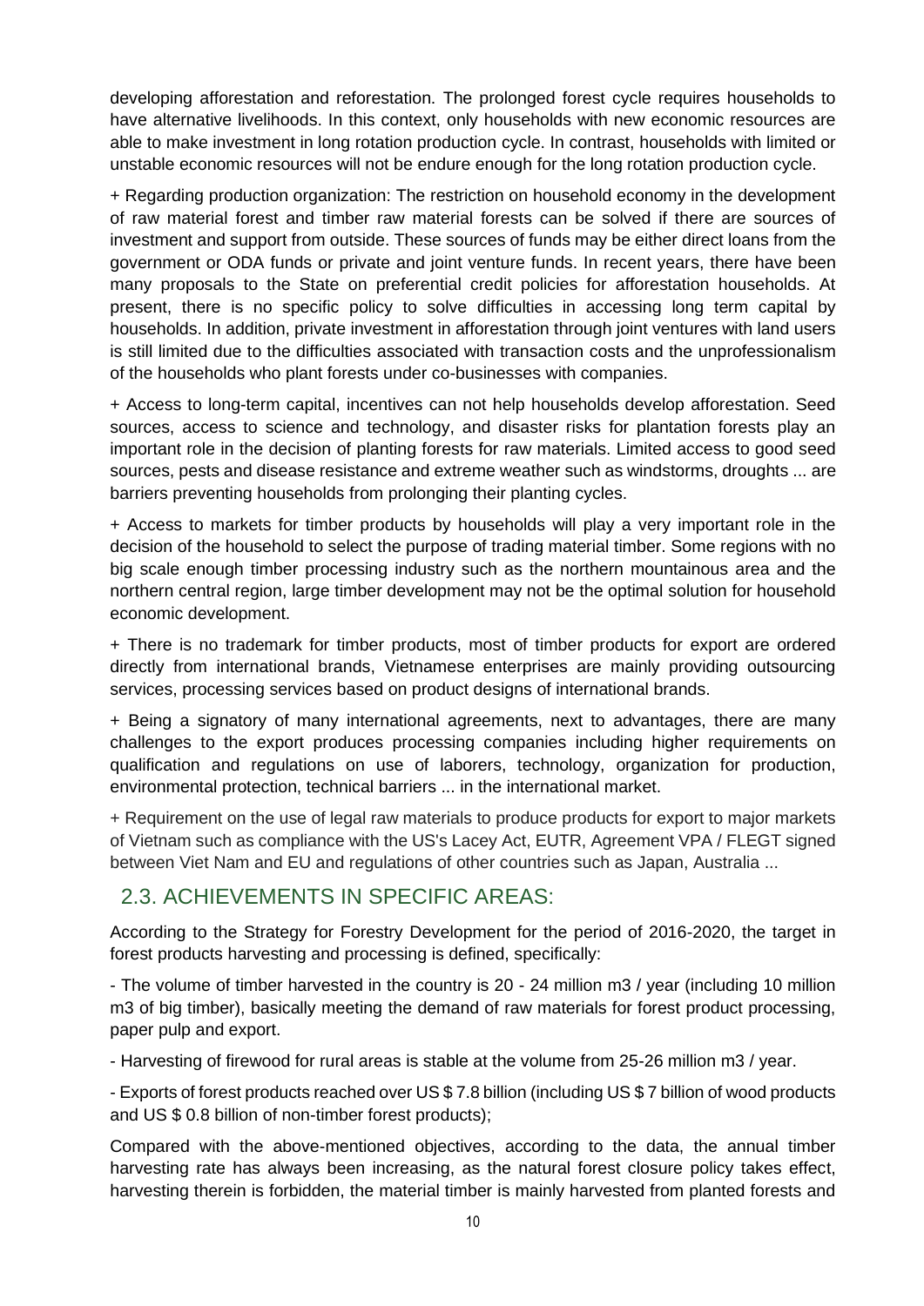developing afforestation and reforestation. The prolonged forest cycle requires households to have alternative livelihoods. In this context, only households with new economic resources are able to make investment in long rotation production cycle. In contrast, households with limited or unstable economic resources will not be endure enough for the long rotation production cycle.

+ Regarding production organization: The restriction on household economy in the development of raw material forest and timber raw material forests can be solved if there are sources of investment and support from outside. These sources of funds may be either direct loans from the government or ODA funds or private and joint venture funds. In recent years, there have been many proposals to the State on preferential credit policies for afforestation households. At present, there is no specific policy to solve difficulties in accessing long term capital by households. In addition, private investment in afforestation through joint ventures with land users is still limited due to the difficulties associated with transaction costs and the unprofessionalism of the households who plant forests under co-businesses with companies.

+ Access to long-term capital, incentives can not help households develop afforestation. Seed sources, access to science and technology, and disaster risks for plantation forests play an important role in the decision of planting forests for raw materials. Limited access to good seed sources, pests and disease resistance and extreme weather such as windstorms, droughts ... are barriers preventing households from prolonging their planting cycles.

+ Access to markets for timber products by households will play a very important role in the decision of the household to select the purpose of trading material timber. Some regions with no big scale enough timber processing industry such as the northern mountainous area and the northern central region, large timber development may not be the optimal solution for household economic development.

+ There is no trademark for timber products, most of timber products for export are ordered directly from international brands, Vietnamese enterprises are mainly providing outsourcing services, processing services based on product designs of international brands.

+ Being a signatory of many international agreements, next to advantages, there are many challenges to the export produces processing companies including higher requirements on qualification and regulations on use of laborers, technology, organization for production, environmental protection, technical barriers ... in the international market.

+ Requirement on the use of legal raw materials to produce products for export to major markets of Vietnam such as compliance with the US's Lacey Act, EUTR, Agreement VPA / FLEGT signed between Viet Nam and EU and regulations of other countries such as Japan, Australia ...

## 2.3. ACHIEVEMENTS IN SPECIFIC AREAS:

According to the Strategy for Forestry Development for the period of 2016-2020, the target in forest products harvesting and processing is defined, specifically:

- The volume of timber harvested in the country is 20 - 24 million m3 / year (including 10 million m3 of big timber), basically meeting the demand of raw materials for forest product processing, paper pulp and export.

- Harvesting of firewood for rural areas is stable at the volume from 25-26 million m3 / year.

- Exports of forest products reached over US $ 7.8 billion (including US $ 7 billion of wood products and US $ 0.8 billion of non-timber forest products);

Compared with the above-mentioned objectives, according to the data, the annual timber harvesting rate has always been increasing, as the natural forest closure policy takes effect, harvesting therein is forbidden, the material timber is mainly harvested from planted forests and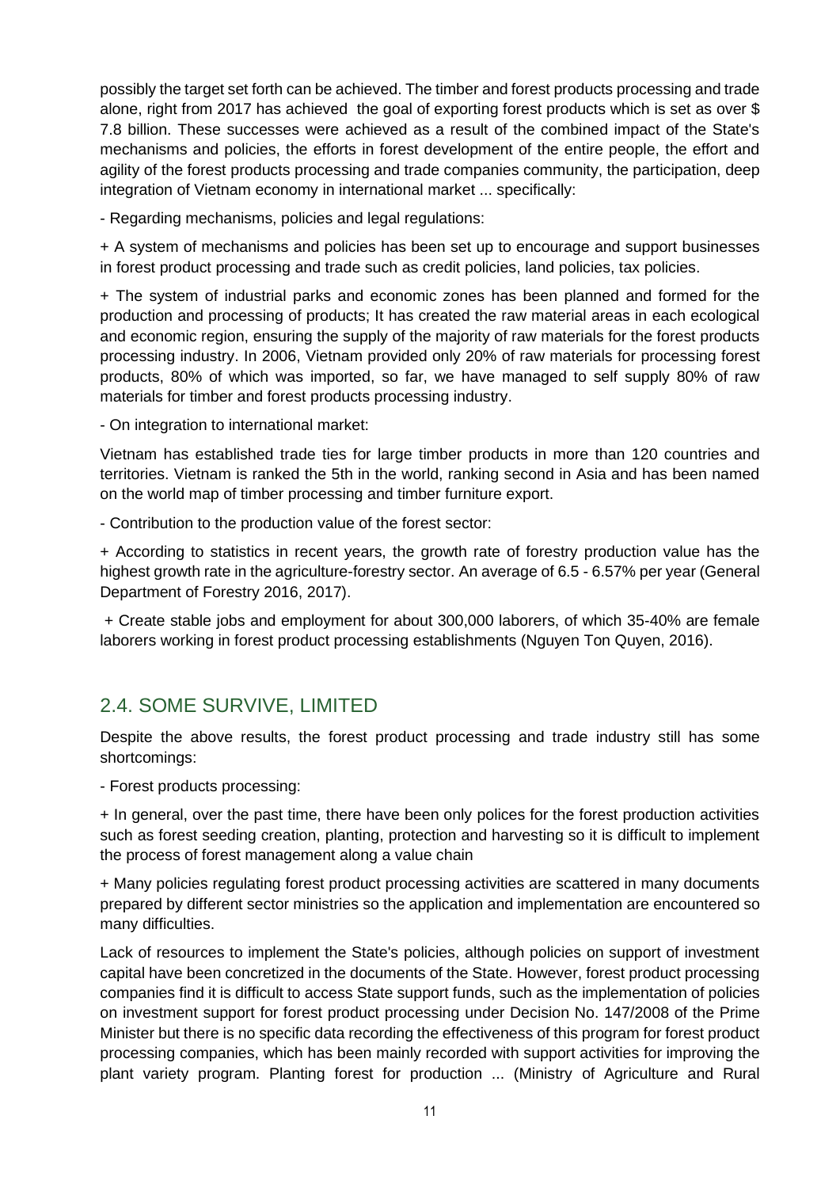possibly the target set forth can be achieved. The timber and forest products processing and trade alone, right from 2017 has achieved the goal of exporting forest products which is set as over $ 7.8 billion. These successes were achieved as a result of the combined impact of the State's mechanisms and policies, the efforts in forest development of the entire people, the effort and agility of the forest products processing and trade companies community, the participation, deep integration of Vietnam economy in international market ... specifically:

- Regarding mechanisms, policies and legal regulations:

+ A system of mechanisms and policies has been set up to encourage and support businesses in forest product processing and trade such as credit policies, land policies, tax policies.

+ The system of industrial parks and economic zones has been planned and formed for the production and processing of products; It has created the raw material areas in each ecological and economic region, ensuring the supply of the majority of raw materials for the forest products processing industry. In 2006, Vietnam provided only 20% of raw materials for processing forest products, 80% of which was imported, so far, we have managed to self supply 80% of raw materials for timber and forest products processing industry.

- On integration to international market:

Vietnam has established trade ties for large timber products in more than 120 countries and territories. Vietnam is ranked the 5th in the world, ranking second in Asia and has been named on the world map of timber processing and timber furniture export.

- Contribution to the production value of the forest sector:

+ According to statistics in recent years, the growth rate of forestry production value has the highest growth rate in the agriculture-forestry sector. An average of 6.5 - 6.57% per year (General Department of Forestry 2016, 2017).

+ Create stable jobs and employment for about 300,000 laborers, of which 35-40% are female laborers working in forest product processing establishments (Nguyen Ton Quyen, 2016).

## 2.4. SOME SURVIVE, LIMITED

Despite the above results, the forest product processing and trade industry still has some shortcomings:

- Forest products processing:

+ In general, over the past time, there have been only polices for the forest production activities such as forest seeding creation, planting, protection and harvesting so it is difficult to implement the process of forest management along a value chain

+ Many policies regulating forest product processing activities are scattered in many documents prepared by different sector ministries so the application and implementation are encountered so many difficulties.

Lack of resources to implement the State's policies, although policies on support of investment capital have been concretized in the documents of the State. However, forest product processing companies find it is difficult to access State support funds, such as the implementation of policies on investment support for forest product processing under Decision No. 147/2008 of the Prime Minister but there is no specific data recording the effectiveness of this program for forest product processing companies, which has been mainly recorded with support activities for improving the plant variety program. Planting forest for production ... (Ministry of Agriculture and Rural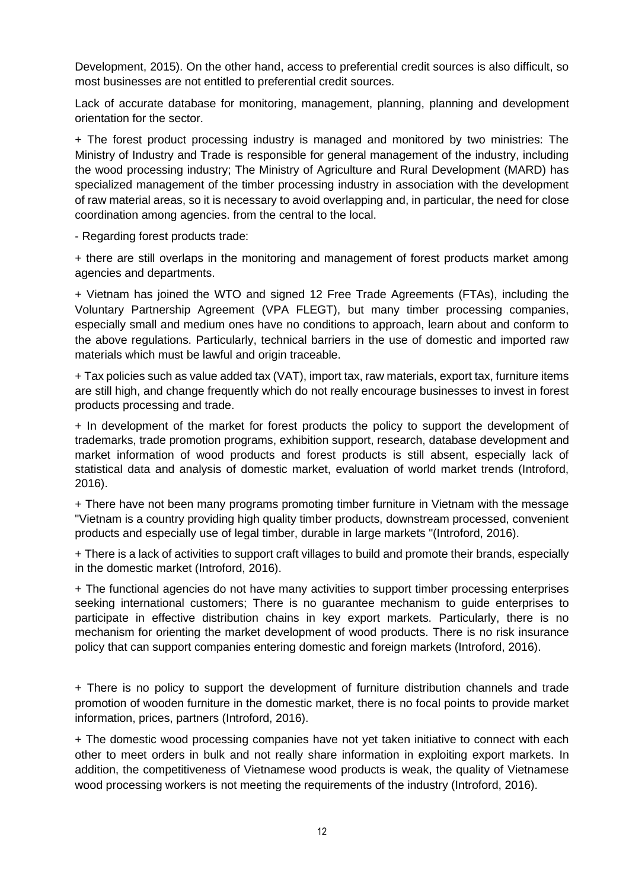Development, 2015). On the other hand, access to preferential credit sources is also difficult, so most businesses are not entitled to preferential credit sources.

Lack of accurate database for monitoring, management, planning, planning and development orientation for the sector.

+ The forest product processing industry is managed and monitored by two ministries: The Ministry of Industry and Trade is responsible for general management of the industry, including the wood processing industry; The Ministry of Agriculture and Rural Development (MARD) has specialized management of the timber processing industry in association with the development of raw material areas, so it is necessary to avoid overlapping and, in particular, the need for close coordination among agencies. from the central to the local.

- Regarding forest products trade:

+ there are still overlaps in the monitoring and management of forest products market among agencies and departments.

+ Vietnam has joined the WTO and signed 12 Free Trade Agreements (FTAs), including the Voluntary Partnership Agreement (VPA FLEGT), but many timber processing companies, especially small and medium ones have no conditions to approach, learn about and conform to the above regulations. Particularly, technical barriers in the use of domestic and imported raw materials which must be lawful and origin traceable.

+ Tax policies such as value added tax (VAT), import tax, raw materials, export tax, furniture items are still high, and change frequently which do not really encourage businesses to invest in forest products processing and trade.

+ In development of the market for forest products the policy to support the development of trademarks, trade promotion programs, exhibition support, research, database development and market information of wood products and forest products is still absent, especially lack of statistical data and analysis of domestic market, evaluation of world market trends (Introford, 2016).

+ There have not been many programs promoting timber furniture in Vietnam with the message "Vietnam is a country providing high quality timber products, downstream processed, convenient products and especially use of legal timber, durable in large markets "(Introford, 2016).

+ There is a lack of activities to support craft villages to build and promote their brands, especially in the domestic market (Introford, 2016).

+ The functional agencies do not have many activities to support timber processing enterprises seeking international customers; There is no guarantee mechanism to guide enterprises to participate in effective distribution chains in key export markets. Particularly, there is no mechanism for orienting the market development of wood products. There is no risk insurance policy that can support companies entering domestic and foreign markets (Introford, 2016).

+ There is no policy to support the development of furniture distribution channels and trade promotion of wooden furniture in the domestic market, there is no focal points to provide market information, prices, partners (Introford, 2016).

+ The domestic wood processing companies have not yet taken initiative to connect with each other to meet orders in bulk and not really share information in exploiting export markets. In addition, the competitiveness of Vietnamese wood products is weak, the quality of Vietnamese wood processing workers is not meeting the requirements of the industry (Introford, 2016).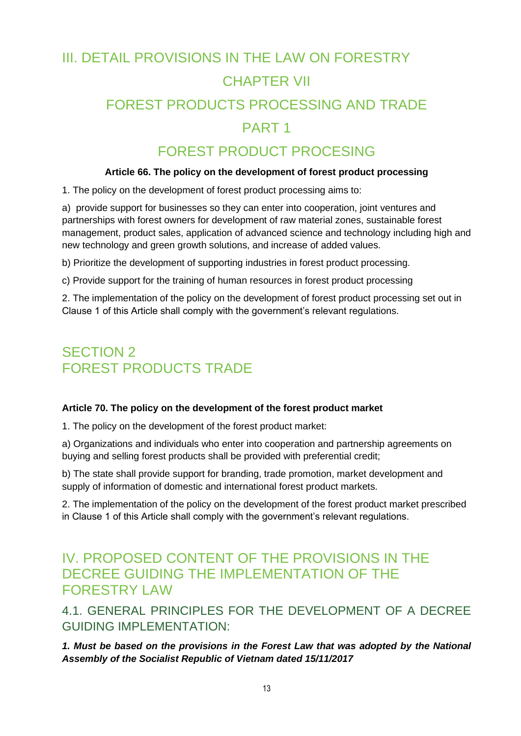# III. DETAIL PROVISIONS IN THE LAW ON FORESTRY

## CHAPTER VII

## FOREST PRODUCTS PROCESSING AND TRADE

## PART 1

## FOREST PRODUCT PROCESING

**Article 66. The policy on the development of forest product processing**

1. The policy on the development of forest product processing aims to:

a) provide support for businesses so they can enter into cooperation, joint ventures and partnerships with forest owners for development of raw material zones, sustainable forest management, product sales, application of advanced science and technology including high and new technology and green growth solutions, and increase of added values.

b) Prioritize the development of supporting industries in forest product processing.

c) Provide support for the training of human resources in forest product processing

2. The implementation of the policy on the development of forest product processing set out in Clause 1 of this Article shall comply with the government's relevant regulations.

## SECTION 2
## FOREST PRODUCTS TRADE

**Article 70. The policy on the development of the forest product market**

1. The policy on the development of the forest product market:

a) Organizations and individuals who enter into cooperation and partnership agreements on buying and selling forest products shall be provided with preferential credit;

b) The state shall provide support for branding, trade promotion, market development and supply of information of domestic and international forest product markets.

2. The implementation of the policy on the development of the forest product market prescribed in Clause 1 of this Article shall comply with the government's relevant regulations.

# IV. PROPOSED CONTENT OF THE PROVISIONS IN THE DECREE GUIDING THE IMPLEMENTATION OF THE FORESTRY LAW

## 4.1. GENERAL PRINCIPLES FOR THE DEVELOPMENT OF A DECREE GUIDING IMPLEMENTATION:

***1. Must be based on the provisions in the Forest Law that was adopted by the National Assembly of the Socialist Republic of Vietnam dated 15/11/2017***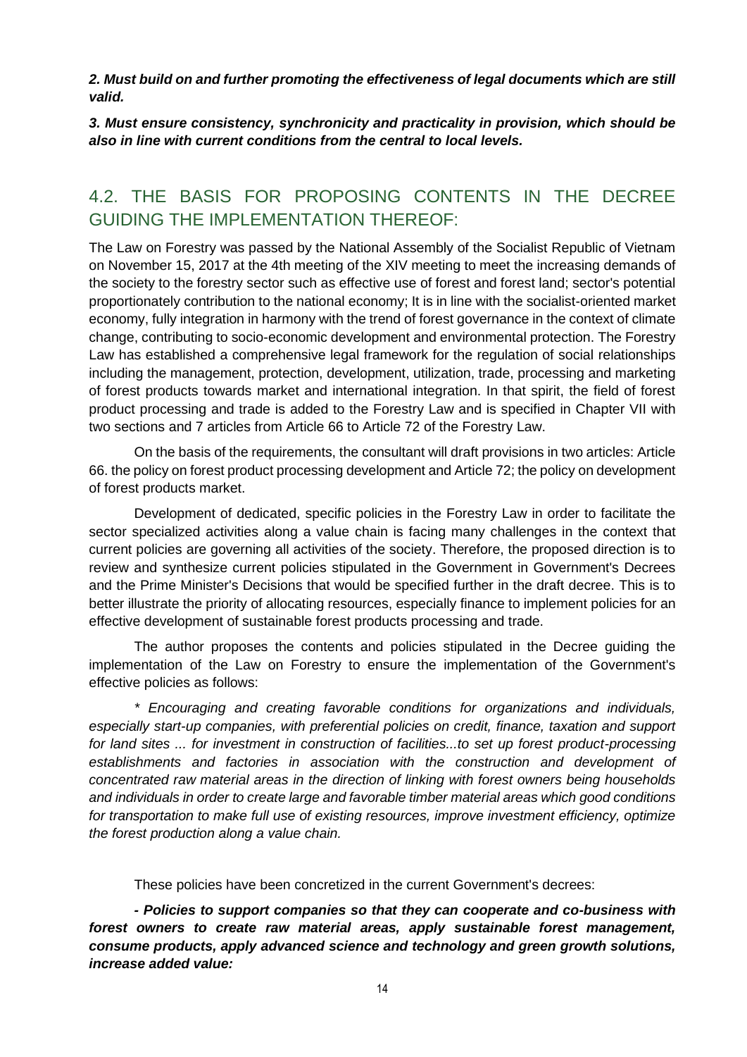***2. Must build on and further promoting the effectiveness of legal documents which are still valid.***

***3. Must ensure consistency, synchronicity and practicality in provision, which should be also in line with current conditions from the central to local levels.***

## 4.2. THE BASIS FOR PROPOSING CONTENTS IN THE DECREE GUIDING THE IMPLEMENTATION THEREOF:

The Law on Forestry was passed by the National Assembly of the Socialist Republic of Vietnam on November 15, 2017 at the 4th meeting of the XIV meeting to meet the increasing demands of the society to the forestry sector such as effective use of forest and forest land; sector's potential proportionately contribution to the national economy; It is in line with the socialist-oriented market economy, fully integration in harmony with the trend of forest governance in the context of climate change, contributing to socio-economic development and environmental protection. The Forestry Law has established a comprehensive legal framework for the regulation of social relationships including the management, protection, development, utilization, trade, processing and marketing of forest products towards market and international integration. In that spirit, the field of forest product processing and trade is added to the Forestry Law and is specified in Chapter VII with two sections and 7 articles from Article 66 to Article 72 of the Forestry Law.

On the basis of the requirements, the consultant will draft provisions in two articles: Article 66. the policy on forest product processing development and Article 72; the policy on development of forest products market.

Development of dedicated, specific policies in the Forestry Law in order to facilitate the sector specialized activities along a value chain is facing many challenges in the context that current policies are governing all activities of the society. Therefore, the proposed direction is to review and synthesize current policies stipulated in the Government in Government's Decrees and the Prime Minister's Decisions that would be specified further in the draft decree. This is to better illustrate the priority of allocating resources, especially finance to implement policies for an effective development of sustainable forest products processing and trade.

The author proposes the contents and policies stipulated in the Decree guiding the implementation of the Law on Forestry to ensure the implementation of the Government's effective policies as follows:

*\* Encouraging and creating favorable conditions for organizations and individuals, especially start-up companies, with preferential policies on credit, finance, taxation and support for land sites ... for investment in construction of facilities...to set up forest product-processing establishments and factories in association with the construction and development of concentrated raw material areas in the direction of linking with forest owners being households and individuals in order to create large and favorable timber material areas which good conditions for transportation to make full use of existing resources, improve investment efficiency, optimize the forest production along a value chain.*

These policies have been concretized in the current Government's decrees:

***- Policies to support companies so that they can cooperate and co-business with forest owners to create raw material areas, apply sustainable forest management, consume products, apply advanced science and technology and green growth solutions, increase added value:***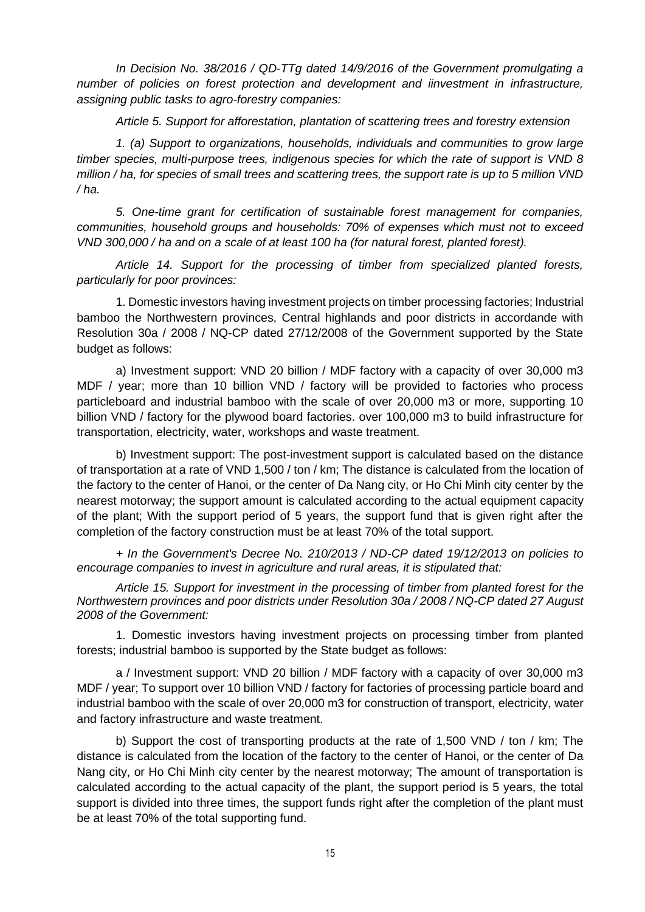*In Decision No. 38/2016 / QD-TTg dated 14/9/2016 of the Government promulgating a number of policies on forest protection and development and iinvestment in infrastructure, assigning public tasks to agro-forestry companies:*

*Article 5. Support for afforestation, plantation of scattering trees and forestry extension*

*1. (a) Support to organizations, households, individuals and communities to grow large timber species, multi-purpose trees, indigenous species for which the rate of support is VND 8 million / ha, for species of small trees and scattering trees, the support rate is up to 5 million VND / ha.*

*5. One-time grant for certification of sustainable forest management for companies, communities, household groups and households: 70% of expenses which must not to exceed VND 300,000 / ha and on a scale of at least 100 ha (for natural forest, planted forest).*

*Article 14. Support for the processing of timber from specialized planted forests, particularly for poor provinces:*

1. Domestic investors having investment projects on timber processing factories; Industrial bamboo the Northwestern provinces, Central highlands and poor districts in accordande with Resolution 30a / 2008 / NQ-CP dated 27/12/2008 of the Government supported by the State budget as follows:

a) Investment support: VND 20 billion / MDF factory with a capacity of over 30,000 m3 MDF / year; more than 10 billion VND / factory will be provided to factories who process particleboard and industrial bamboo with the scale of over 20,000 m3 or more, supporting 10 billion VND / factory for the plywood board factories. over 100,000 m3 to build infrastructure for transportation, electricity, water, workshops and waste treatment.

b) Investment support: The post-investment support is calculated based on the distance of transportation at a rate of VND 1,500 / ton / km; The distance is calculated from the location of the factory to the center of Hanoi, or the center of Da Nang city, or Ho Chi Minh city center by the nearest motorway; the support amount is calculated according to the actual equipment capacity of the plant; With the support period of 5 years, the support fund that is given right after the completion of the factory construction must be at least 70% of the total support.

*+ In the Government's Decree No. 210/2013 / ND-CP dated 19/12/2013 on policies to encourage companies to invest in agriculture and rural areas, it is stipulated that:*

*Article 15. Support for investment in the processing of timber from planted forest for the Northwestern provinces and poor districts under Resolution 30a / 2008 / NQ-CP dated 27 August 2008 of the Government:*

1. Domestic investors having investment projects on processing timber from planted forests; industrial bamboo is supported by the State budget as follows:

a / Investment support: VND 20 billion / MDF factory with a capacity of over 30,000 m3 MDF / year; To support over 10 billion VND / factory for factories of processing particle board and industrial bamboo with the scale of over 20,000 m3 for construction of transport, electricity, water and factory infrastructure and waste treatment.

b) Support the cost of transporting products at the rate of 1,500 VND / ton / km; The distance is calculated from the location of the factory to the center of Hanoi, or the center of Da Nang city, or Ho Chi Minh city center by the nearest motorway; The amount of transportation is calculated according to the actual capacity of the plant, the support period is 5 years, the total support is divided into three times, the support funds right after the completion of the plant must be at least 70% of the total supporting fund.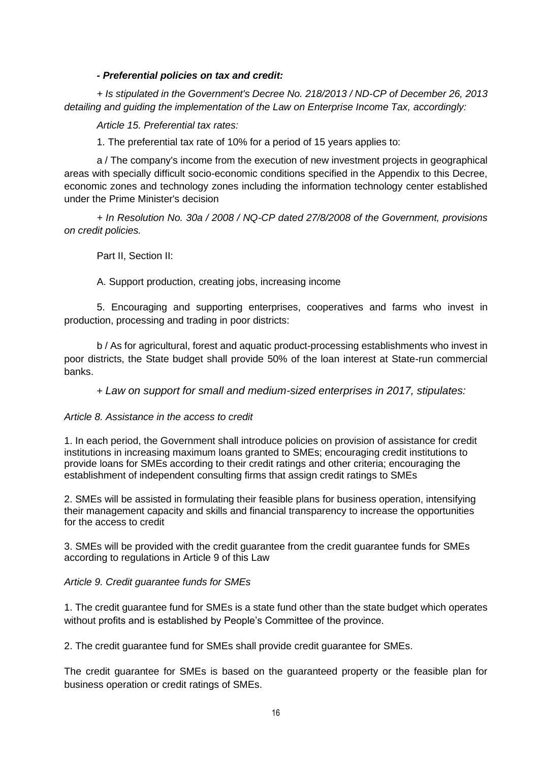***- Preferential policies on tax and credit:***

*+ Is stipulated in the Government's Decree No. 218/2013 / ND-CP of December 26, 2013 detailing and guiding the implementation of the Law on Enterprise Income Tax, accordingly:*

*Article 15. Preferential tax rates:*

1. The preferential tax rate of 10% for a period of 15 years applies to:

a / The company's income from the execution of new investment projects in geographical areas with specially difficult socio-economic conditions specified in the Appendix to this Decree, economic zones and technology zones including the information technology center established under the Prime Minister's decision

*+ In Resolution No. 30a / 2008 / NQ-CP dated 27/8/2008 of the Government, provisions on credit policies.*

Part II, Section II:

A. Support production, creating jobs, increasing income

5. Encouraging and supporting enterprises, cooperatives and farms who invest in production, processing and trading in poor districts:

b / As for agricultural, forest and aquatic product-processing establishments who invest in poor districts, the State budget shall provide 50% of the loan interest at State-run commercial banks.

*+ Law on support for small and medium-sized enterprises in 2017, stipulates:*

*Article 8. Assistance in the access to credit*

1. In each period, the Government shall introduce policies on provision of assistance for credit institutions in increasing maximum loans granted to SMEs; encouraging credit institutions to provide loans for SMEs according to their credit ratings and other criteria; encouraging the establishment of independent consulting firms that assign credit ratings to SMEs

2. SMEs will be assisted in formulating their feasible plans for business operation, intensifying their management capacity and skills and financial transparency to increase the opportunities for the access to credit

3. SMEs will be provided with the credit guarantee from the credit guarantee funds for SMEs according to regulations in Article 9 of this Law

*Article 9. Credit guarantee funds for SMEs*

1. The credit guarantee fund for SMEs is a state fund other than the state budget which operates without profits and is established by People's Committee of the province.

2. The credit guarantee fund for SMEs shall provide credit guarantee for SMEs.

The credit guarantee for SMEs is based on the guaranteed property or the feasible plan for business operation or credit ratings of SMEs.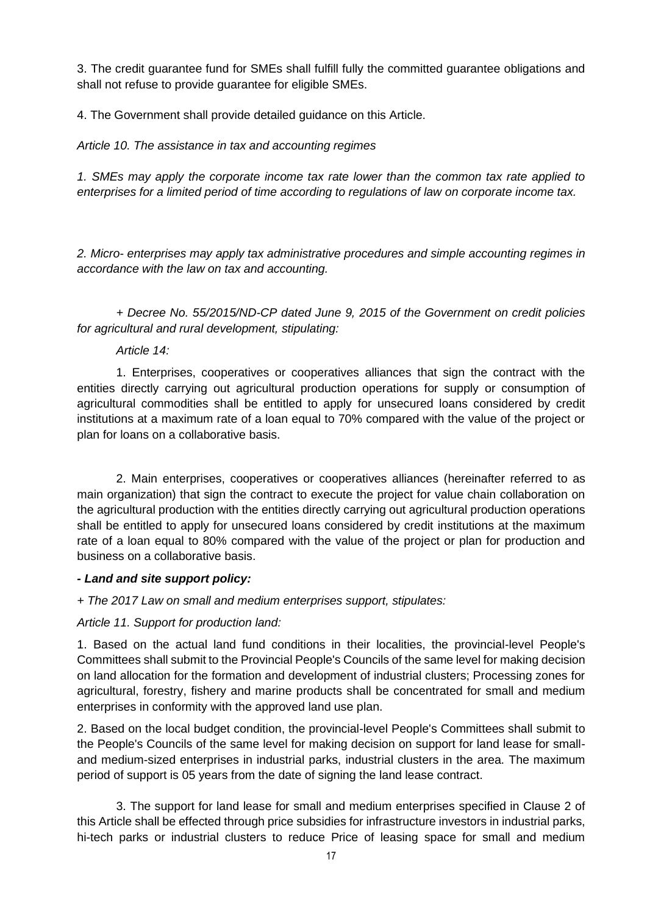3. The credit guarantee fund for SMEs shall fulfill fully the committed guarantee obligations and shall not refuse to provide guarantee for eligible SMEs.

4. The Government shall provide detailed guidance on this Article.

*Article 10. The assistance in tax and accounting regimes*

*1. SMEs may apply the corporate income tax rate lower than the common tax rate applied to enterprises for a limited period of time according to regulations of law on corporate income tax.*

*2. Micro- enterprises may apply tax administrative procedures and simple accounting regimes in accordance with the law on tax and accounting.*

*+ Decree No. 55/2015/ND-CP dated June 9, 2015 of the Government on credit policies for agricultural and rural development, stipulating:*

*Article 14:*

1. Enterprises, cooperatives or cooperatives alliances that sign the contract with the entities directly carrying out agricultural production operations for supply or consumption of agricultural commodities shall be entitled to apply for unsecured loans considered by credit institutions at a maximum rate of a loan equal to 70% compared with the value of the project or plan for loans on a collaborative basis.

2. Main enterprises, cooperatives or cooperatives alliances (hereinafter referred to as main organization) that sign the contract to execute the project for value chain collaboration on the agricultural production with the entities directly carrying out agricultural production operations shall be entitled to apply for unsecured loans considered by credit institutions at the maximum rate of a loan equal to 80% compared with the value of the project or plan for production and business on a collaborative basis.

***- Land and site support policy:***

*+ The 2017 Law on small and medium enterprises support, stipulates:*

*Article 11. Support for production land:*

1. Based on the actual land fund conditions in their localities, the provincial-level People's Committees shall submit to the Provincial People's Councils of the same level for making decision on land allocation for the formation and development of industrial clusters; Processing zones for agricultural, forestry, fishery and marine products shall be concentrated for small and medium enterprises in conformity with the approved land use plan.

2. Based on the local budget condition, the provincial-level People's Committees shall submit to the People's Councils of the same level for making decision on support for land lease for small- and medium-sized enterprises in industrial parks, industrial clusters in the area. The maximum period of support is 05 years from the date of signing the land lease contract.

3. The support for land lease for small and medium enterprises specified in Clause 2 of this Article shall be effected through price subsidies for infrastructure investors in industrial parks, hi-tech parks or industrial clusters to reduce Price of leasing space for small and medium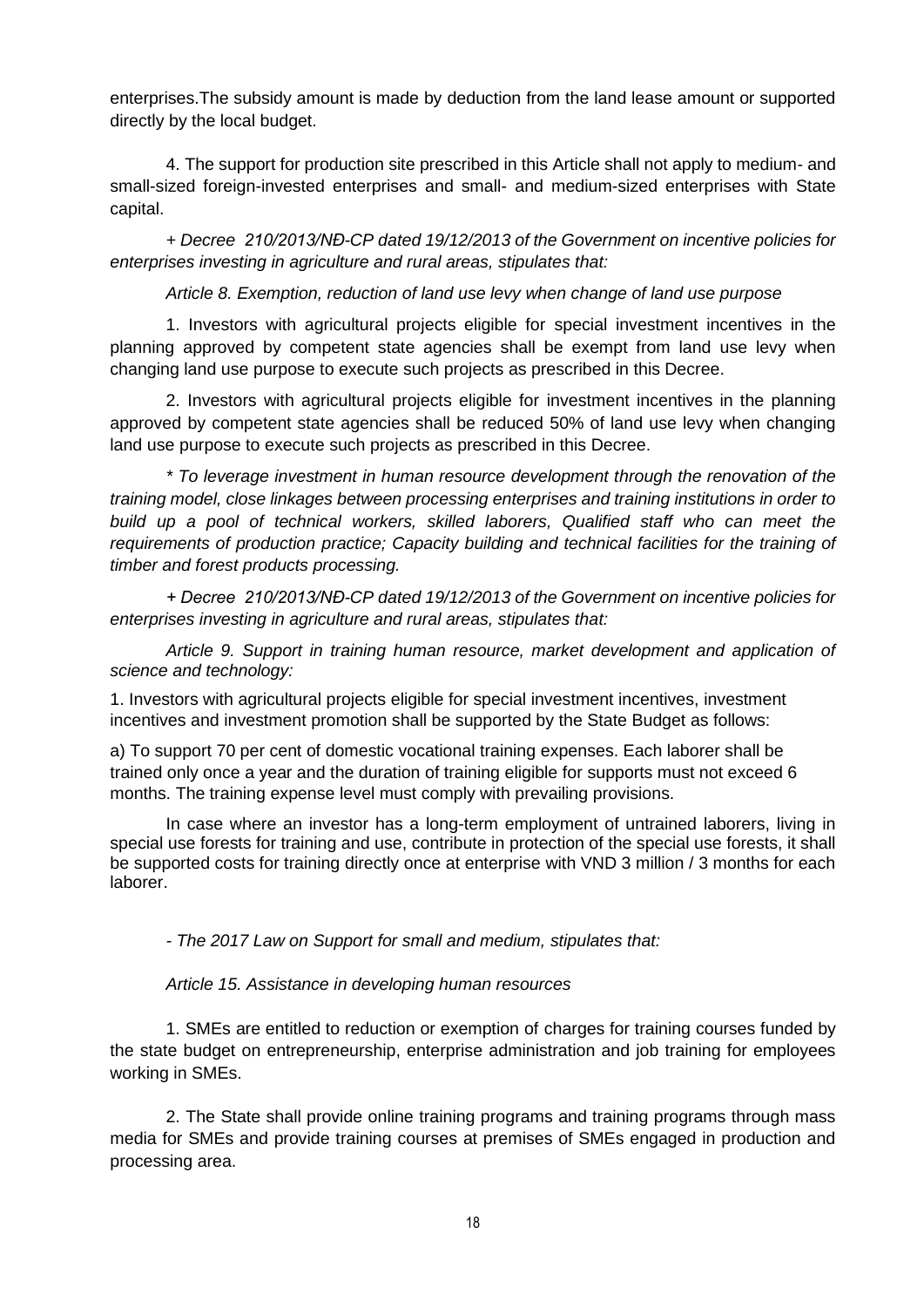enterprises.The subsidy amount is made by deduction from the land lease amount or supported directly by the local budget.

4. The support for production site prescribed in this Article shall not apply to medium- and small-sized foreign-invested enterprises and small- and medium-sized enterprises with State capital.

*+ Decree 210/2013/NĐ-CP dated 19/12/2013 of the Government on incentive policies for enterprises investing in agriculture and rural areas, stipulates that:*

*Article 8. Exemption, reduction of land use levy when change of land use purpose*

1. Investors with agricultural projects eligible for special investment incentives in the planning approved by competent state agencies shall be exempt from land use levy when changing land use purpose to execute such projects as prescribed in this Decree.

2. Investors with agricultural projects eligible for investment incentives in the planning approved by competent state agencies shall be reduced 50% of land use levy when changing land use purpose to execute such projects as prescribed in this Decree.

*\* To leverage investment in human resource development through the renovation of the training model, close linkages between processing enterprises and training institutions in order to build up a pool of technical workers, skilled laborers, Qualified staff who can meet the requirements of production practice; Capacity building and technical facilities for the training of timber and forest products processing.*

*+ Decree 210/2013/NĐ-CP dated 19/12/2013 of the Government on incentive policies for enterprises investing in agriculture and rural areas, stipulates that:*

*Article 9. Support in training human resource, market development and application of science and technology:*

1. Investors with agricultural projects eligible for special investment incentives, investment incentives and investment promotion shall be supported by the State Budget as follows:

a) To support 70 per cent of domestic vocational training expenses. Each laborer shall be trained only once a year and the duration of training eligible for supports must not exceed 6 months. The training expense level must comply with prevailing provisions.

In case where an investor has a long-term employment of untrained laborers, living in special use forests for training and use, contribute in protection of the special use forests, it shall be supported costs for training directly once at enterprise with VND 3 million / 3 months for each laborer.

*- The 2017 Law on Support for small and medium, stipulates that:*

*Article 15. Assistance in developing human resources*

1. SMEs are entitled to reduction or exemption of charges for training courses funded by the state budget on entrepreneurship, enterprise administration and job training for employees working in SMEs.

2. The State shall provide online training programs and training programs through mass media for SMEs and provide training courses at premises of SMEs engaged in production and processing area.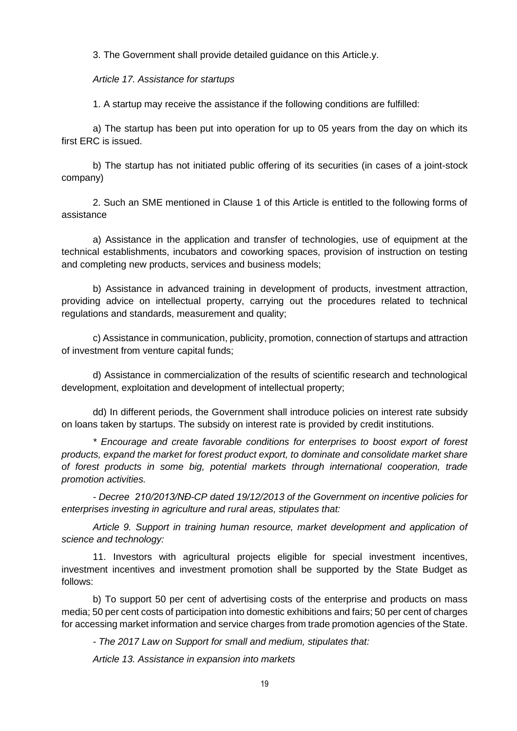3. The Government shall provide detailed guidance on this Article.y.

*Article 17. Assistance for startups*

1. A startup may receive the assistance if the following conditions are fulfilled:

a) The startup has been put into operation for up to 05 years from the day on which its first ERC is issued.

b) The startup has not initiated public offering of its securities (in cases of a joint-stock company)

2. Such an SME mentioned in Clause 1 of this Article is entitled to the following forms of assistance

a) Assistance in the application and transfer of technologies, use of equipment at the technical establishments, incubators and coworking spaces, provision of instruction on testing and completing new products, services and business models;

b) Assistance in advanced training in development of products, investment attraction, providing advice on intellectual property, carrying out the procedures related to technical regulations and standards, measurement and quality;

c) Assistance in communication, publicity, promotion, connection of startups and attraction of investment from venture capital funds;

d) Assistance in commercialization of the results of scientific research and technological development, exploitation and development of intellectual property;

dd) In different periods, the Government shall introduce policies on interest rate subsidy on loans taken by startups. The subsidy on interest rate is provided by credit institutions.

*\* Encourage and create favorable conditions for enterprises to boost export of forest products, expand the market for forest product export, to dominate and consolidate market share of forest products in some big, potential markets through international cooperation, trade promotion activities.*

*- Decree 210/2013/NĐ-CP dated 19/12/2013 of the Government on incentive policies for enterprises investing in agriculture and rural areas, stipulates that:*

*Article 9. Support in training human resource, market development and application of science and technology:*

11. Investors with agricultural projects eligible for special investment incentives, investment incentives and investment promotion shall be supported by the State Budget as follows:

b) To support 50 per cent of advertising costs of the enterprise and products on mass media; 50 per cent costs of participation into domestic exhibitions and fairs; 50 per cent of charges for accessing market information and service charges from trade promotion agencies of the State.

*- The 2017 Law on Support for small and medium, stipulates that:*

*Article 13. Assistance in expansion into markets*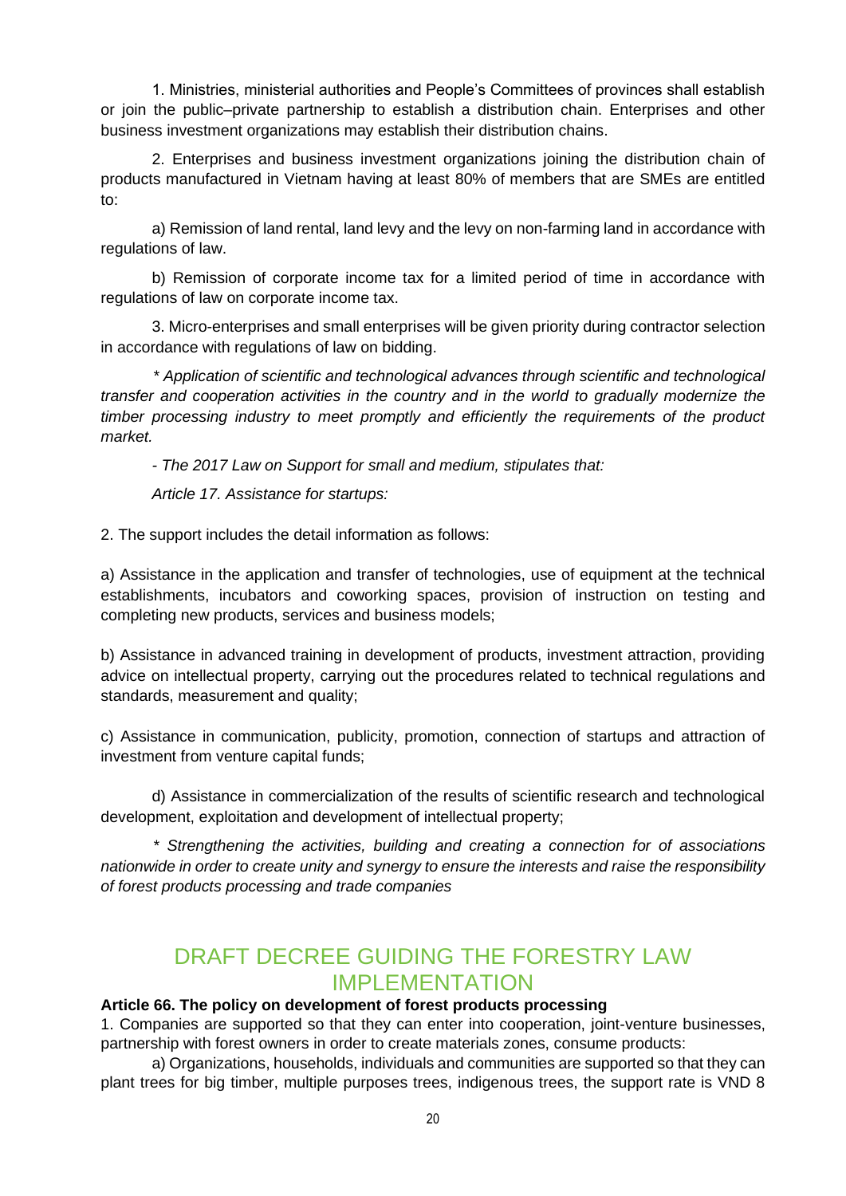1. Ministries, ministerial authorities and People's Committees of provinces shall establish or join the public–private partnership to establish a distribution chain. Enterprises and other business investment organizations may establish their distribution chains.

2. Enterprises and business investment organizations joining the distribution chain of products manufactured in Vietnam having at least 80% of members that are SMEs are entitled to:

a) Remission of land rental, land levy and the levy on non-farming land in accordance with regulations of law.

b) Remission of corporate income tax for a limited period of time in accordance with regulations of law on corporate income tax.

3. Micro-enterprises and small enterprises will be given priority during contractor selection in accordance with regulations of law on bidding.

*\* Application of scientific and technological advances through scientific and technological transfer and cooperation activities in the country and in the world to gradually modernize the timber processing industry to meet promptly and efficiently the requirements of the product market.*

*- The 2017 Law on Support for small and medium, stipulates that:*

*Article 17. Assistance for startups:*

2. The support includes the detail information as follows:

a) Assistance in the application and transfer of technologies, use of equipment at the technical establishments, incubators and coworking spaces, provision of instruction on testing and completing new products, services and business models;

b) Assistance in advanced training in development of products, investment attraction, providing advice on intellectual property, carrying out the procedures related to technical regulations and standards, measurement and quality;

c) Assistance in communication, publicity, promotion, connection of startups and attraction of investment from venture capital funds;

d) Assistance in commercialization of the results of scientific research and technological development, exploitation and development of intellectual property;

*\* Strengthening the activities, building and creating a connection for of associations nationwide in order to create unity and synergy to ensure the interests and raise the responsibility of forest products processing and trade companies*

## DRAFT DECREE GUIDING THE FORESTRY LAW IMPLEMENTATION

**Article 66. The policy on development of forest products processing**

1. Companies are supported so that they can enter into cooperation, joint-venture businesses, partnership with forest owners in order to create materials zones, consume products:

a) Organizations, households, individuals and communities are supported so that they can plant trees for big timber, multiple purposes trees, indigenous trees, the support rate is VND 8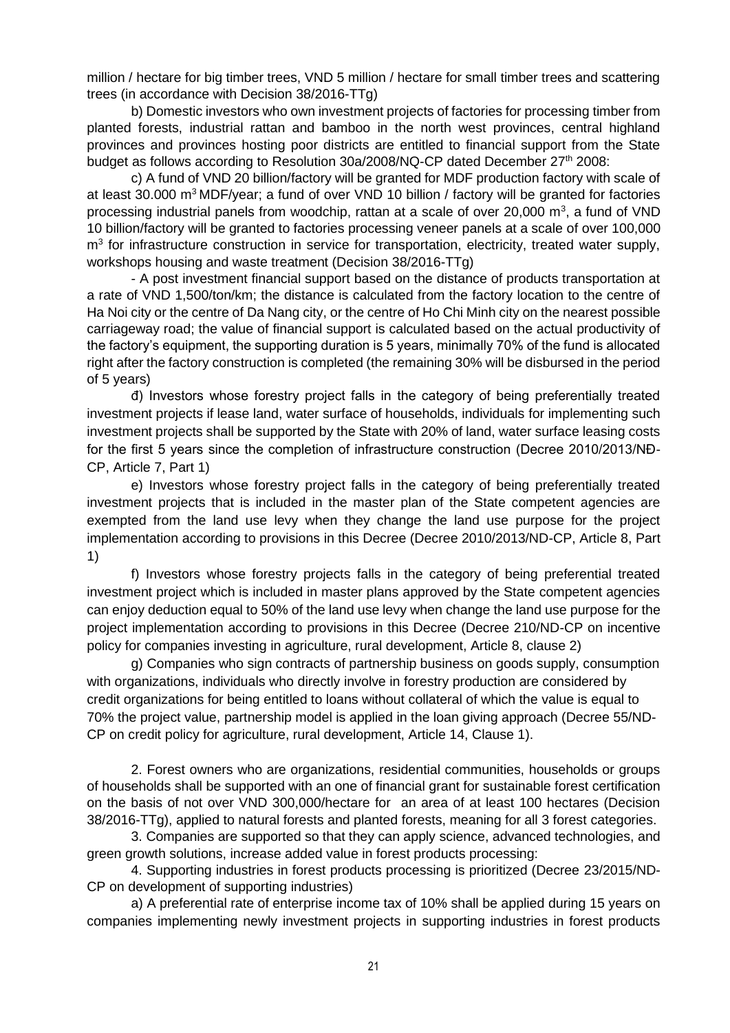million / hectare for big timber trees, VND 5 million / hectare for small timber trees and scattering trees (in accordance with Decision 38/2016-TTg)

b) Domestic investors who own investment projects of factories for processing timber from planted forests, industrial rattan and bamboo in the north west provinces, central highland provinces and provinces hosting poor districts are entitled to financial support from the State budget as follows according to Resolution 30a/2008/NQ-CP dated December 27th 2008:

c) A fund of VND 20 billion/factory will be granted for MDF production factory with scale of at least 30.000 $m^3$ MDF/year; a fund of over VND 10 billion / factory will be granted for factories processing industrial panels from woodchip, rattan at a scale of over 20,000 $m^3$, a fund of VND 10 billion/factory will be granted to factories processing veneer panels at a scale of over 100,000 $m^3$ for infrastructure construction in service for transportation, electricity, treated water supply, workshops housing and waste treatment (Decision 38/2016-TTg)

- A post investment financial support based on the distance of products transportation at a rate of VND 1,500/ton/km; the distance is calculated from the factory location to the centre of Ha Noi city or the centre of Da Nang city, or the centre of Ho Chi Minh city on the nearest possible carriageway road; the value of financial support is calculated based on the actual productivity of the factory's equipment, the supporting duration is 5 years, minimally 70% of the fund is allocated right after the factory construction is completed (the remaining 30% will be disbursed in the period of 5 years)

đ) Investors whose forestry project falls in the category of being preferentially treated investment projects if lease land, water surface of households, individuals for implementing such investment projects shall be supported by the State with 20% of land, water surface leasing costs for the first 5 years since the completion of infrastructure construction (Decree 2010/2013/NĐ-CP, Article 7, Part 1)

e) Investors whose forestry project falls in the category of being preferentially treated investment projects that is included in the master plan of the State competent agencies are exempted from the land use levy when they change the land use purpose for the project implementation according to provisions in this Decree (Decree 2010/2013/ND-CP, Article 8, Part 1)

f) Investors whose forestry projects falls in the category of being preferential treated investment project which is included in master plans approved by the State competent agencies can enjoy deduction equal to 50% of the land use levy when change the land use purpose for the project implementation according to provisions in this Decree (Decree 210/ND-CP on incentive policy for companies investing in agriculture, rural development, Article 8, clause 2)

g) Companies who sign contracts of partnership business on goods supply, consumption with organizations, individuals who directly involve in forestry production are considered by credit organizations for being entitled to loans without collateral of which the value is equal to 70% the project value, partnership model is applied in the loan giving approach (Decree 55/ND-CP on credit policy for agriculture, rural development, Article 14, Clause 1).

2. Forest owners who are organizations, residential communities, households or groups of households shall be supported with an one of financial grant for sustainable forest certification on the basis of not over VND 300,000/hectare for an area of at least 100 hectares (Decision 38/2016-TTg), applied to natural forests and planted forests, meaning for all 3 forest categories.

3. Companies are supported so that they can apply science, advanced technologies, and green growth solutions, increase added value in forest products processing:

4. Supporting industries in forest products processing is prioritized (Decree 23/2015/ND-CP on development of supporting industries)

a) A preferential rate of enterprise income tax of 10% shall be applied during 15 years on companies implementing newly investment projects in supporting industries in forest products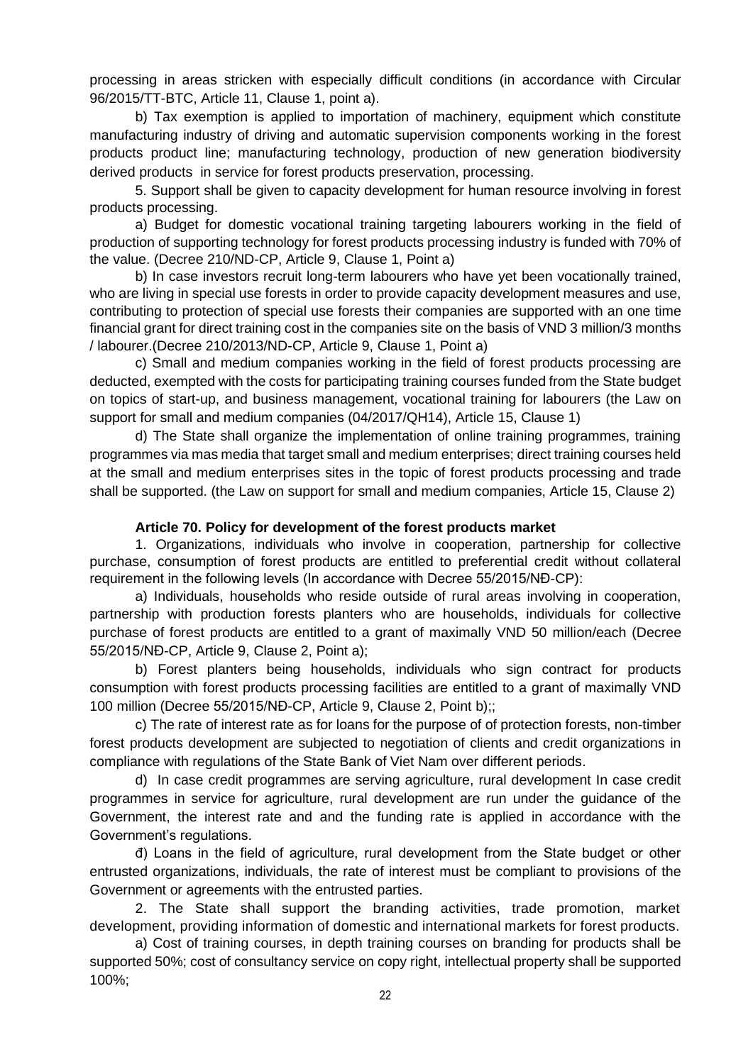processing in areas stricken with especially difficult conditions (in accordance with Circular 96/2015/TT-BTC, Article 11, Clause 1, point a).

b) Tax exemption is applied to importation of machinery, equipment which constitute manufacturing industry of driving and automatic supervision components working in the forest products product line; manufacturing technology, production of new generation biodiversity derived products in service for forest products preservation, processing.

5. Support shall be given to capacity development for human resource involving in forest products processing.

a) Budget for domestic vocational training targeting labourers working in the field of production of supporting technology for forest products processing industry is funded with 70% of the value. (Decree 210/ND-CP, Article 9, Clause 1, Point a)

b) In case investors recruit long-term labourers who have yet been vocationally trained, who are living in special use forests in order to provide capacity development measures and use, contributing to protection of special use forests their companies are supported with an one time financial grant for direct training cost in the companies site on the basis of VND 3 million/3 months / labourer.(Decree 210/2013/ND-CP, Article 9, Clause 1, Point a)

c) Small and medium companies working in the field of forest products processing are deducted, exempted with the costs for participating training courses funded from the State budget on topics of start-up, and business management, vocational training for labourers (the Law on support for small and medium companies (04/2017/QH14), Article 15, Clause 1)

d) The State shall organize the implementation of online training programmes, training programmes via mas media that target small and medium enterprises; direct training courses held at the small and medium enterprises sites in the topic of forest products processing and trade shall be supported. (the Law on support for small and medium companies, Article 15, Clause 2)

**Article 70. Policy for development of the forest products market**

1. Organizations, individuals who involve in cooperation, partnership for collective purchase, consumption of forest products are entitled to preferential credit without collateral requirement in the following levels (In accordance with Decree 55/2015/NĐ-CP):

a) Individuals, households who reside outside of rural areas involving in cooperation, partnership with production forests planters who are households, individuals for collective purchase of forest products are entitled to a grant of maximally VND 50 million/each (Decree 55/2015/NĐ-CP, Article 9, Clause 2, Point a);

b) Forest planters being households, individuals who sign contract for products consumption with forest products processing facilities are entitled to a grant of maximally VND 100 million (Decree 55/2015/NĐ-CP, Article 9, Clause 2, Point b);;

c) The rate of interest rate as for loans for the purpose of of protection forests, non-timber forest products development are subjected to negotiation of clients and credit organizations in compliance with regulations of the State Bank of Viet Nam over different periods.

d) In case credit programmes are serving agriculture, rural development In case credit programmes in service for agriculture, rural development are run under the guidance of the Government, the interest rate and and the funding rate is applied in accordance with the Government's regulations.

đ) Loans in the field of agriculture, rural development from the State budget or other entrusted organizations, individuals, the rate of interest must be compliant to provisions of the Government or agreements with the entrusted parties.

2. The State shall support the branding activities, trade promotion, market development, providing information of domestic and international markets for forest products.

a) Cost of training courses, in depth training courses on branding for products shall be supported 50%; cost of consultancy service on copy right, intellectual property shall be supported 100%;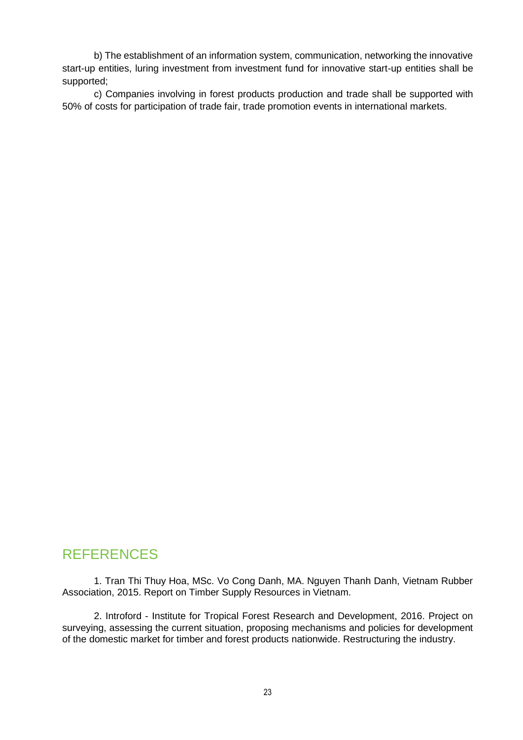b) The establishment of an information system, communication, networking the innovative start-up entities, luring investment from investment fund for innovative start-up entities shall be supported;

c) Companies involving in forest products production and trade shall be supported with 50% of costs for participation of trade fair, trade promotion events in international markets.

## REFERENCES

1. Tran Thi Thuy Hoa, MSc. Vo Cong Danh, MA. Nguyen Thanh Danh, Vietnam Rubber Association, 2015. Report on Timber Supply Resources in Vietnam.

2. Introford - Institute for Tropical Forest Research and Development, 2016. Project on surveying, assessing the current situation, proposing mechanisms and policies for development of the domestic market for timber and forest products nationwide. Restructuring the industry.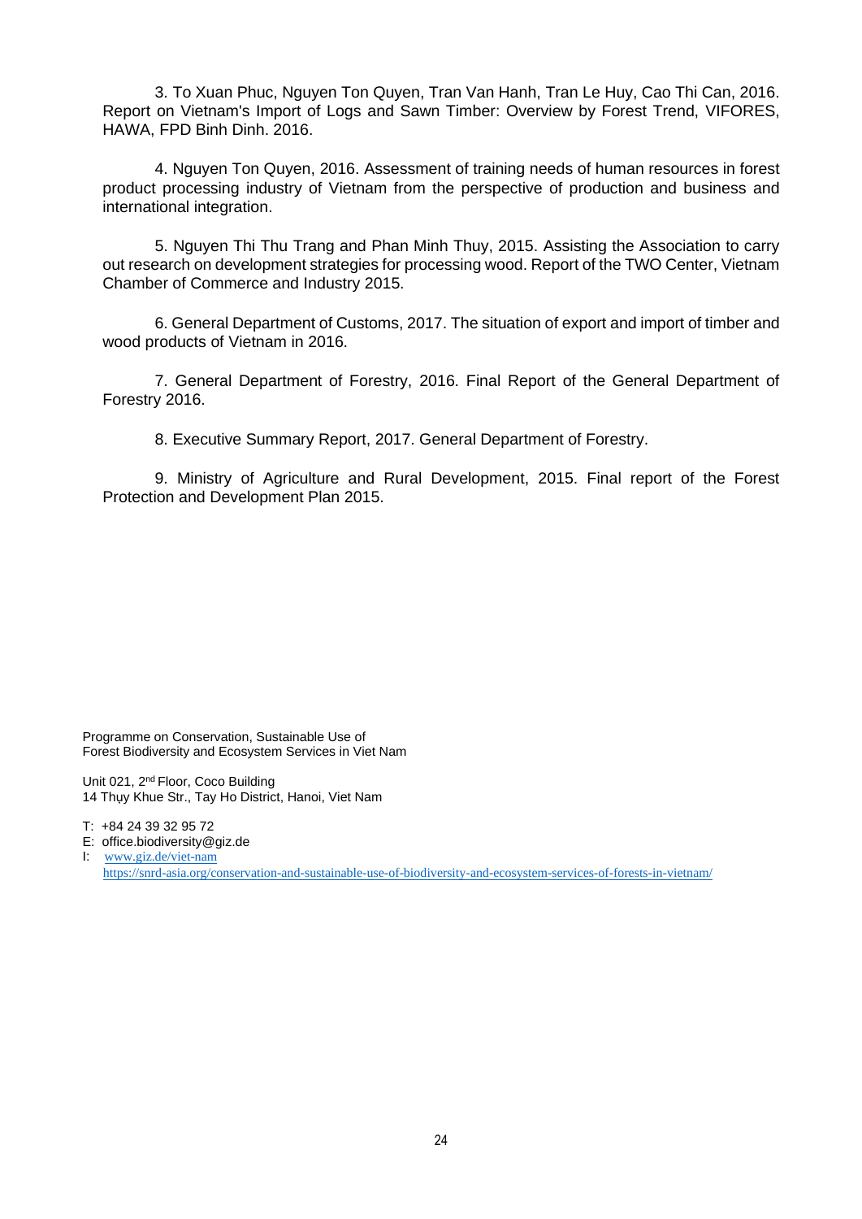3. To Xuan Phuc, Nguyen Ton Quyen, Tran Van Hanh, Tran Le Huy, Cao Thi Can, 2016. Report on Vietnam's Import of Logs and Sawn Timber: Overview by Forest Trend, VIFORES, HAWA, FPD Binh Dinh. 2016.

4. Nguyen Ton Quyen, 2016. Assessment of training needs of human resources in forest product processing industry of Vietnam from the perspective of production and business and international integration.

5. Nguyen Thi Thu Trang and Phan Minh Thuy, 2015. Assisting the Association to carry out research on development strategies for processing wood. Report of the TWO Center, Vietnam Chamber of Commerce and Industry 2015.

6. General Department of Customs, 2017. The situation of export and import of timber and wood products of Vietnam in 2016.

7. General Department of Forestry, 2016. Final Report of the General Department of Forestry 2016.

8. Executive Summary Report, 2017. General Department of Forestry.

9. Ministry of Agriculture and Rural Development, 2015. Final report of the Forest Protection and Development Plan 2015.

Programme on Conservation, Sustainable Use of
Forest Biodiversity and Ecosystem Services in Viet Nam

Unit 021, 2nd Floor, Coco Building
14 Thụy Khue Str., Tay Ho District, Hanoi, Viet Nam

T: +84 24 39 32 95 72
E: office.biodiversity@giz.de
I: www.giz.de/viet-nam
https://snrd-asia.org/conservation-and-sustainable-use-of-biodiversity-and-ecosystem-services-of-forests-in-vietnam/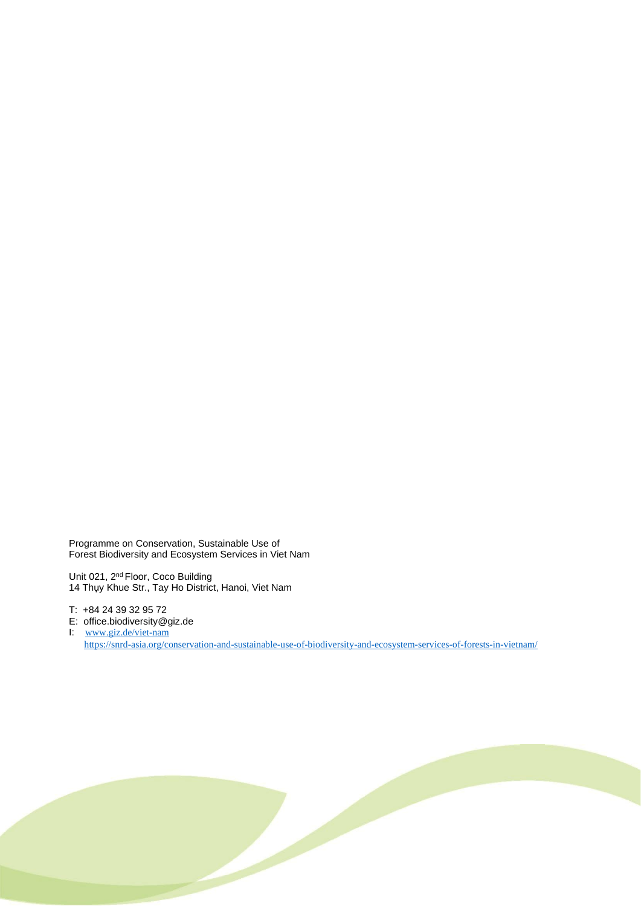Programme on Conservation, Sustainable Use of
Forest Biodiversity and Ecosystem Services in Viet Nam

Unit 021, 2nd Floor, Coco Building
14 Thụy Khue Str., Tay Ho District, Hanoi, Viet Nam

T: +84 24 39 32 95 72
E: office.biodiversity@giz.de
I: www.giz.de/viet-nam
https://snrd-asia.org/conservation-and-sustainable-use-of-biodiversity-and-ecosystem-services-of-forests-in-vietnam/